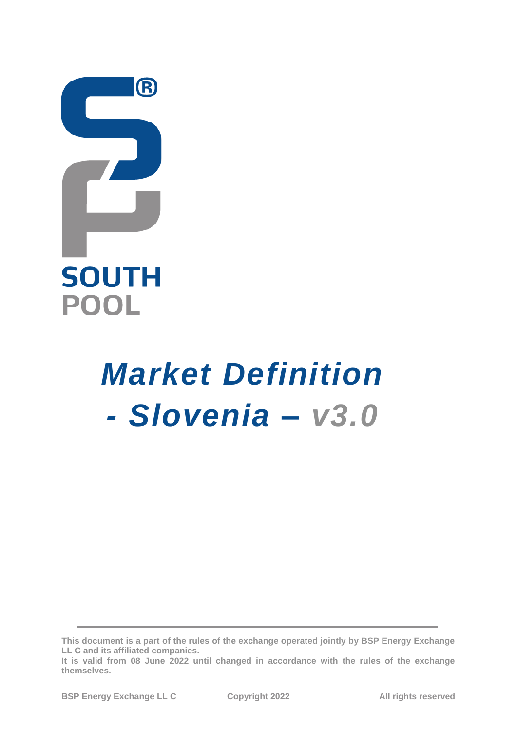SOUTH
POOL

# *Market Definition - Slovenia – v3.0*

**This document is a part of the rules of the exchange operated jointly by BSP Energy Exchange LL C and its affiliated companies.**

**It is valid from 08 June 2022 until changed in accordance with the rules of the exchange themselves.**

**BSP Energy Exchange LL C** **Copyright 2022** **All rights reserved**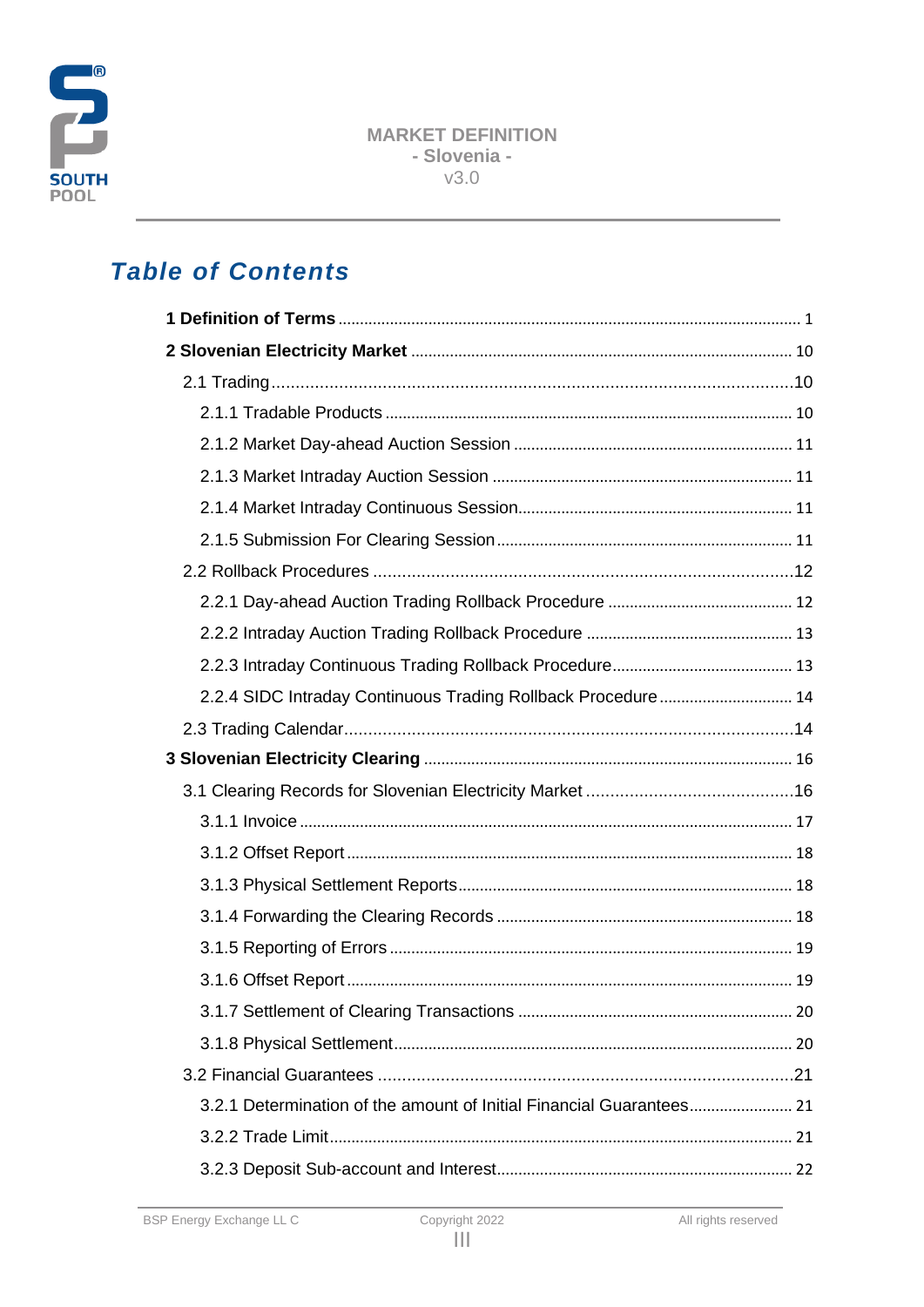## *Table of Contents*

**1 Definition of Terms** ........ 1

**2 Slovenian Electricity Market** ........ 10

- 2.1 Trading ........ 10
  - 2.1.1 Tradable Products ........ 10
  - 2.1.2 Market Day-ahead Auction Session ........ 11
  - 2.1.3 Market Intraday Auction Session ........ 11
  - 2.1.4 Market Intraday Continuous Session ........ 11
  - 2.1.5 Submission For Clearing Session ........ 11
- 2.2 Rollback Procedures ........ 12
  - 2.2.1 Day-ahead Auction Trading Rollback Procedure ........ 12
  - 2.2.2 Intraday Auction Trading Rollback Procedure ........ 13
  - 2.2.3 Intraday Continuous Trading Rollback Procedure ........ 13
  - 2.2.4 SIDC Intraday Continuous Trading Rollback Procedure ........ 14
- 2.3 Trading Calendar ........ 14

**3 Slovenian Electricity Clearing** ........ 16

- 3.1 Clearing Records for Slovenian Electricity Market ........ 16
  - 3.1.1 Invoice ........ 17
  - 3.1.2 Offset Report ........ 18
  - 3.1.3 Physical Settlement Reports ........ 18
  - 3.1.4 Forwarding the Clearing Records ........ 18
  - 3.1.5 Reporting of Errors ........ 19
  - 3.1.6 Offset Report ........ 19
  - 3.1.7 Settlement of Clearing Transactions ........ 20
  - 3.1.8 Physical Settlement ........ 20
- 3.2 Financial Guarantees ........ 21
  - 3.2.1 Determination of the amount of Initial Financial Guarantees ........ 21
  - 3.2.2 Trade Limit ........ 21
  - 3.2.3 Deposit Sub-account and Interest ........ 22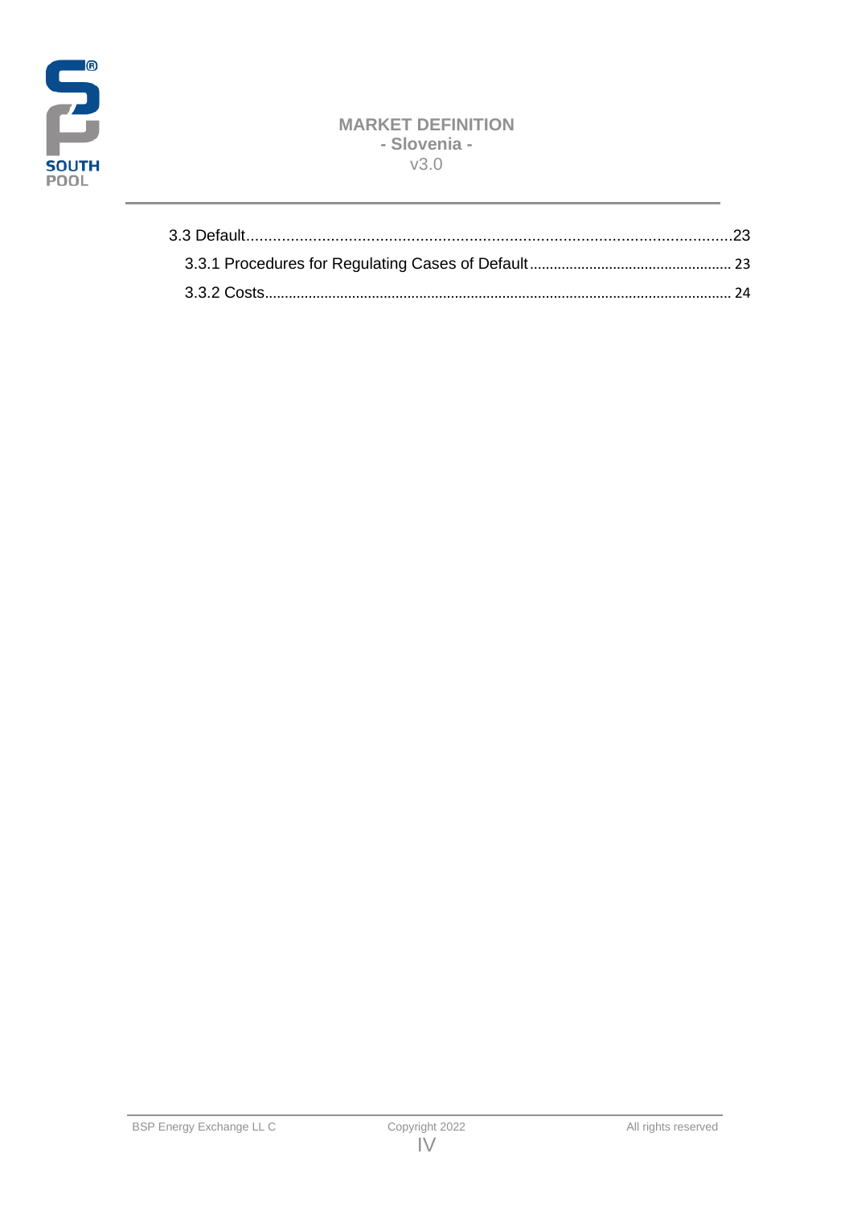3.3 Default.......................................................................................................23

3.3.1 Procedures for Regulating Cases of Default.................................................... 23

3.3.2 Costs.......................................................................................................... 24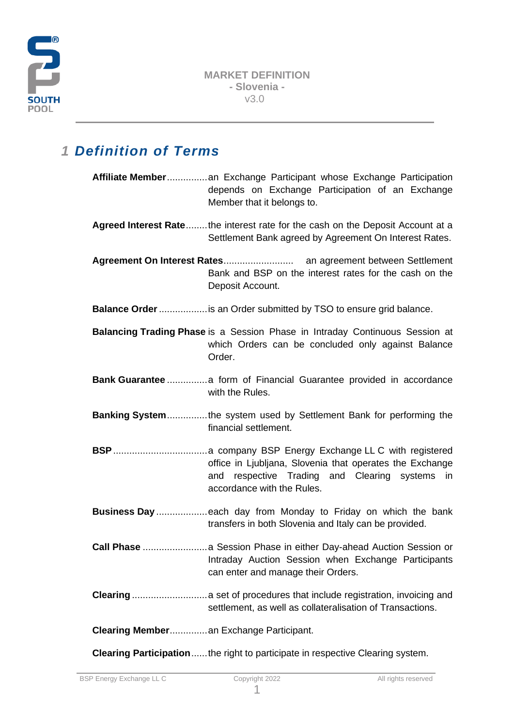# 1 Definition of Terms

**Affiliate Member**............... an Exchange Participant whose Exchange Participation depends on Exchange Participation of an Exchange Member that it belongs to.

**Agreed Interest Rate**........ the interest rate for the cash on the Deposit Account at a Settlement Bank agreed by Agreement On Interest Rates.

**Agreement On Interest Rates**.......................... an agreement between Settlement Bank and BSP on the interest rates for the cash on the Deposit Account.

**Balance Order** .................. is an Order submitted by TSO to ensure grid balance.

**Balancing Trading Phase** is a Session Phase in Intraday Continuous Session at which Orders can be concluded only against Balance Order.

**Bank Guarantee** ............... a form of Financial Guarantee provided in accordance with the Rules.

**Banking System**............... the system used by Settlement Bank for performing the financial settlement.

**BSP** ................................... a company BSP Energy Exchange LL C with registered office in Ljubljana, Slovenia that operates the Exchange and respective Trading and Clearing systems in accordance with the Rules.

**Business Day** ................... each day from Monday to Friday on which the bank transfers in both Slovenia and Italy can be provided.

**Call Phase** ........................ a Session Phase in either Day-ahead Auction Session or Intraday Auction Session when Exchange Participants can enter and manage their Orders.

**Clearing** ............................ a set of procedures that include registration, invoicing and settlement, as well as collateralisation of Transactions.

**Clearing Member**.............. an Exchange Participant.

**Clearing Participation**...... the right to participate in respective Clearing system.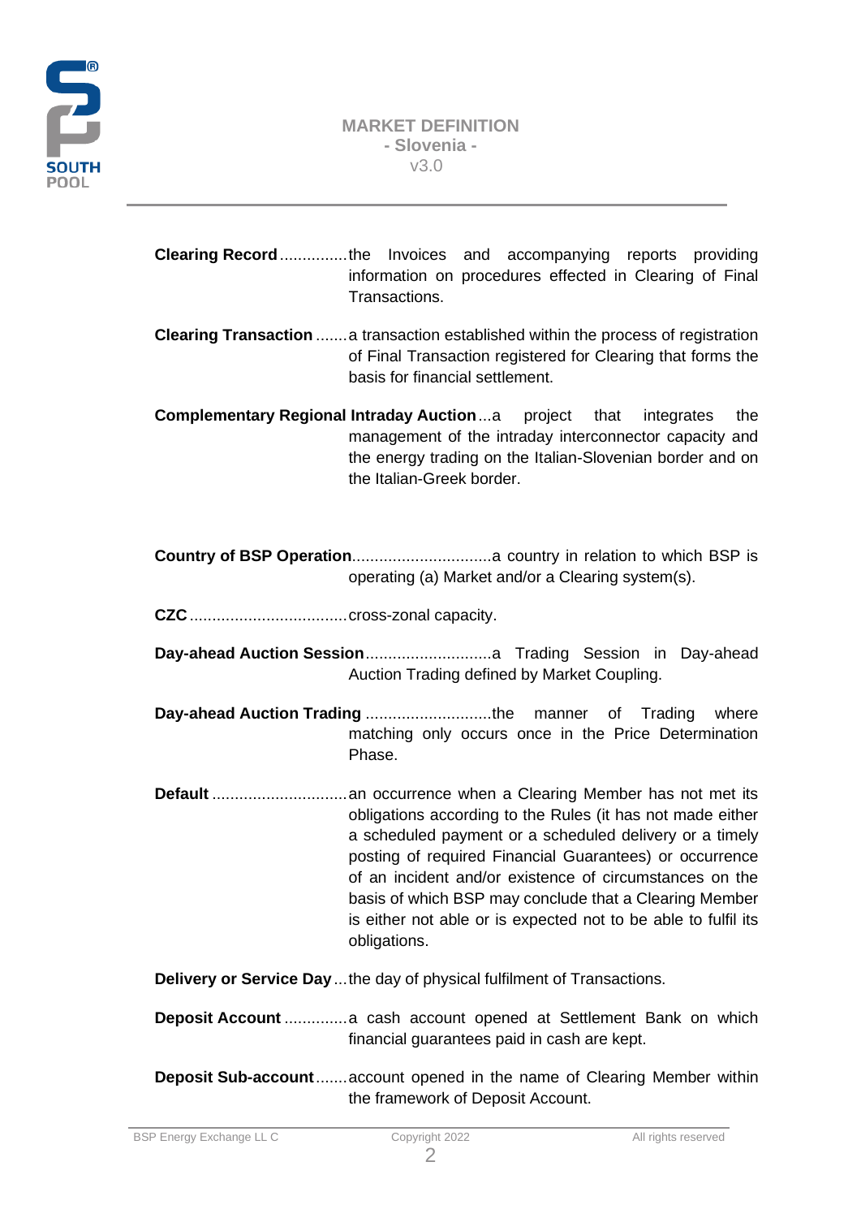**Clearing Record** ............... the Invoices and accompanying reports providing information on procedures effected in Clearing of Final Transactions.

**Clearing Transaction** ....... a transaction established within the process of registration of Final Transaction registered for Clearing that forms the basis for financial settlement.

**Complementary Regional Intraday Auction** ... a project that integrates the management of the intraday interconnector capacity and the energy trading on the Italian-Slovenian border and on the Italian-Greek border.

**Country of BSP Operation** ............................... a country in relation to which BSP is operating (a) Market and/or a Clearing system(s).

**CZC** ................................... cross-zonal capacity.

**Day-ahead Auction Session** ............................ a Trading Session in Day-ahead Auction Trading defined by Market Coupling.

**Day-ahead Auction Trading** ............................ the manner of Trading where matching only occurs once in the Price Determination Phase.

**Default** .............................. an occurrence when a Clearing Member has not met its obligations according to the Rules (it has not made either a scheduled payment or a scheduled delivery or a timely posting of required Financial Guarantees) or occurrence of an incident and/or existence of circumstances on the basis of which BSP may conclude that a Clearing Member is either not able or is expected not to be able to fulfil its obligations.

**Delivery or Service Day** ... the day of physical fulfilment of Transactions.

**Deposit Account** .............. a cash account opened at Settlement Bank on which financial guarantees paid in cash are kept.

**Deposit Sub-account** ....... account opened in the name of Clearing Member within the framework of Deposit Account.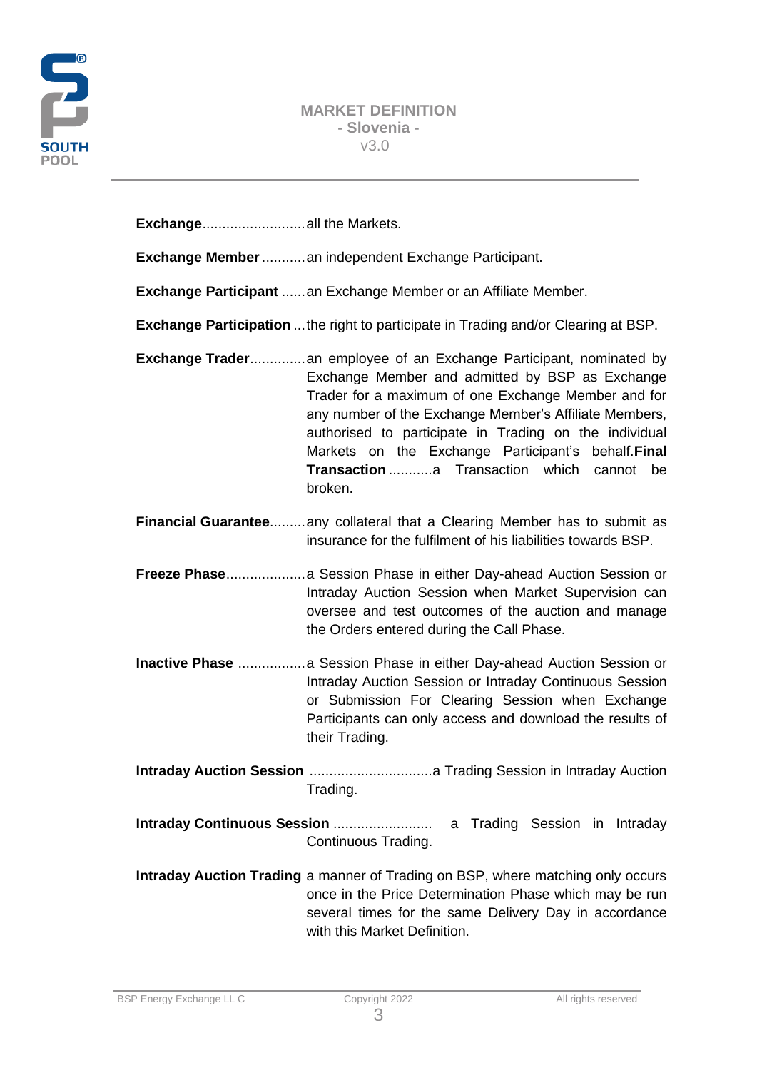**Exchange**..........................all the Markets.

**Exchange Member** ...........an independent Exchange Participant.

**Exchange Participant** ......an Exchange Member or an Affiliate Member.

**Exchange Participation** ...the right to participate in Trading and/or Clearing at BSP.

**Exchange Trader**..............an employee of an Exchange Participant, nominated by Exchange Member and admitted by BSP as Exchange Trader for a maximum of one Exchange Member and for any number of the Exchange Member's Affiliate Members, authorised to participate in Trading on the individual Markets on the Exchange Participant's behalf.**Final Transaction** ...........a Transaction which cannot be broken.

**Financial Guarantee**.........any collateral that a Clearing Member has to submit as insurance for the fulfilment of his liabilities towards BSP.

**Freeze Phase**....................a Session Phase in either Day-ahead Auction Session or Intraday Auction Session when Market Supervision can oversee and test outcomes of the auction and manage the Orders entered during the Call Phase.

**Inactive Phase** .................a Session Phase in either Day-ahead Auction Session or Intraday Auction Session or Intraday Continuous Session or Submission For Clearing Session when Exchange Participants can only access and download the results of their Trading.

**Intraday Auction Session** ...............................a Trading Session in Intraday Auction Trading.

**Intraday Continuous Session** ......................... a Trading Session in Intraday Continuous Trading.

**Intraday Auction Trading** a manner of Trading on BSP, where matching only occurs once in the Price Determination Phase which may be run several times for the same Delivery Day in accordance with this Market Definition.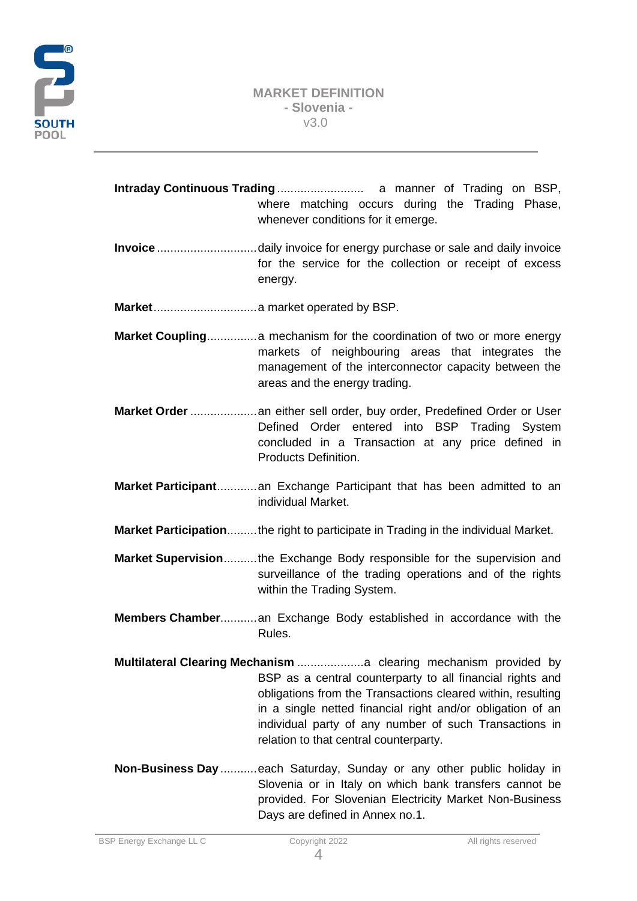**Intraday Continuous Trading** .......................... a manner of Trading on BSP, where matching occurs during the Trading Phase, whenever conditions for it emerge.

**Invoice** .............................. daily invoice for energy purchase or sale and daily invoice for the service for the collection or receipt of excess energy.

**Market** ............................... a market operated by BSP.

**Market Coupling** ............... a mechanism for the coordination of two or more energy markets of neighbouring areas that integrates the management of the interconnector capacity between the areas and the energy trading.

**Market Order** .................... an either sell order, buy order, Predefined Order or User Defined Order entered into BSP Trading System concluded in a Transaction at any price defined in Products Definition.

**Market Participant** ............ an Exchange Participant that has been admitted to an individual Market.

**Market Participation** ......... the right to participate in Trading in the individual Market.

**Market Supervision** .......... the Exchange Body responsible for the supervision and surveillance of the trading operations and of the rights within the Trading System.

**Members Chamber** ........... an Exchange Body established in accordance with the Rules.

**Multilateral Clearing Mechanism** .................... a clearing mechanism provided by BSP as a central counterparty to all financial rights and obligations from the Transactions cleared within, resulting in a single netted financial right and/or obligation of an individual party of any number of such Transactions in relation to that central counterparty.

**Non-Business Day** ........... each Saturday, Sunday or any other public holiday in Slovenia or in Italy on which bank transfers cannot be provided. For Slovenian Electricity Market Non-Business Days are defined in Annex no.1.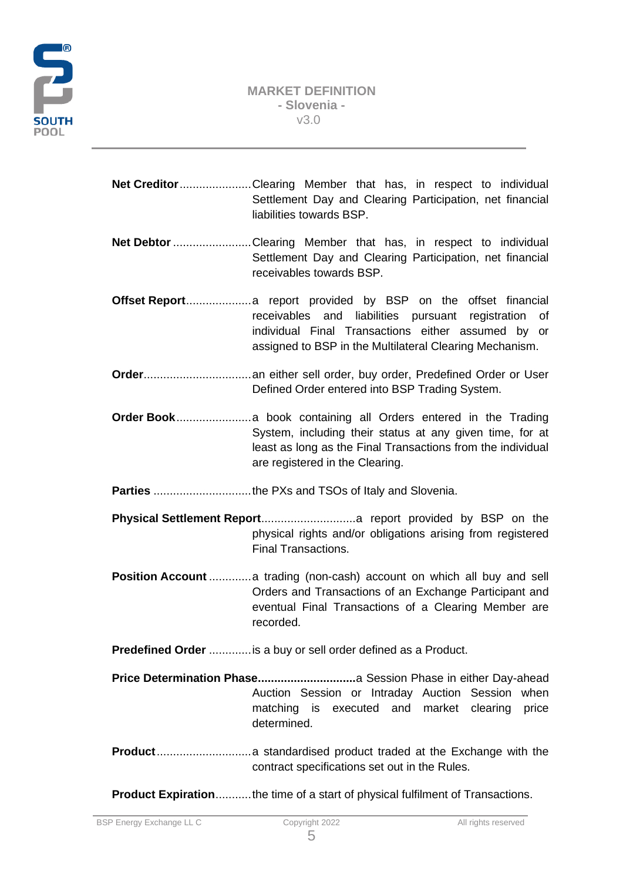**Net Creditor**......................Clearing Member that has, in respect to individual Settlement Day and Clearing Participation, net financial liabilities towards BSP.

**Net Debtor**........................Clearing Member that has, in respect to individual Settlement Day and Clearing Participation, net financial receivables towards BSP.

**Offset Report**....................a report provided by BSP on the offset financial receivables and liabilities pursuant registration of individual Final Transactions either assumed by or assigned to BSP in the Multilateral Clearing Mechanism.

**Order**.................................an either sell order, buy order, Predefined Order or User Defined Order entered into BSP Trading System.

**Order Book**.......................a book containing all Orders entered in the Trading System, including their status at any given time, for at least as long as the Final Transactions from the individual are registered in the Clearing.

**Parties** ..............................the PXs and TSOs of Italy and Slovenia.

**Physical Settlement Report**............................a report provided by BSP on the physical rights and/or obligations arising from registered Final Transactions.

**Position Account** .............a trading (non-cash) account on which all buy and sell Orders and Transactions of an Exchange Participant and eventual Final Transactions of a Clearing Member are recorded.

**Predefined Order** .............is a buy or sell order defined as a Product.

**Price Determination Phase..............................**a Session Phase in either Day-ahead Auction Session or Intraday Auction Session when matching is executed and market clearing price determined.

**Product**.............................a standardised product traded at the Exchange with the contract specifications set out in the Rules.

**Product Expiration**...........the time of a start of physical fulfilment of Transactions.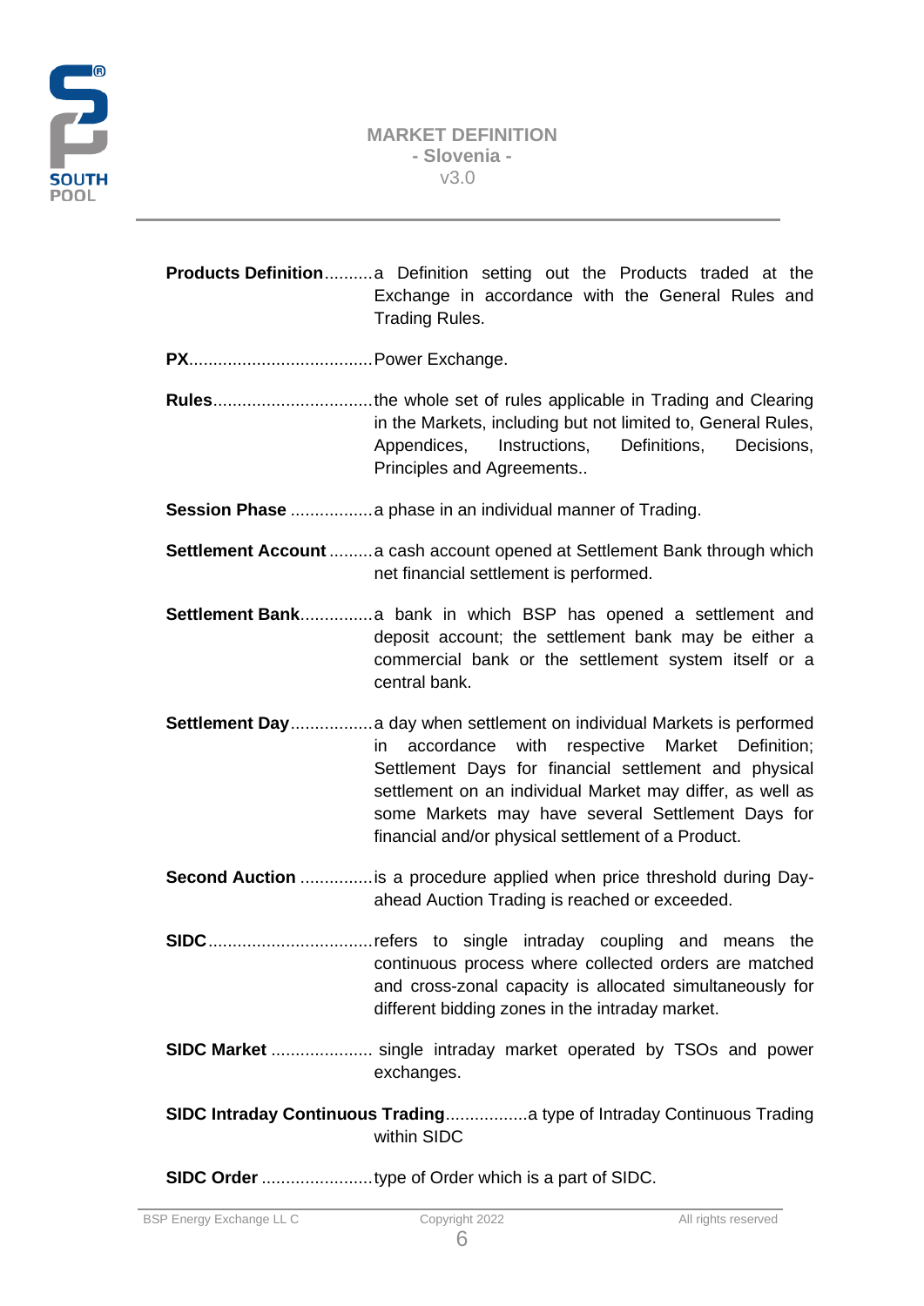**Products Definition**..........a Definition setting out the Products traded at the Exchange in accordance with the General Rules and Trading Rules.

**PX**......................................Power Exchange.

**Rules**.................................the whole set of rules applicable in Trading and Clearing in the Markets, including but not limited to, General Rules, Appendices, Instructions, Definitions, Decisions, Principles and Agreements..

**Session Phase** .................a phase in an individual manner of Trading.

**Settlement Account** .........a cash account opened at Settlement Bank through which net financial settlement is performed.

**Settlement Bank**...............a bank in which BSP has opened a settlement and deposit account; the settlement bank may be either a commercial bank or the settlement system itself or a central bank.

**Settlement Day**.................a day when settlement on individual Markets is performed in accordance with respective Market Definition; Settlement Days for financial settlement and physical settlement on an individual Market may differ, as well as some Markets may have several Settlement Days for financial and/or physical settlement of a Product.

**Second Auction** ...............is a procedure applied when price threshold during Day-ahead Auction Trading is reached or exceeded.

**SIDC**..................................refers to single intraday coupling and means the continuous process where collected orders are matched and cross-zonal capacity is allocated simultaneously for different bidding zones in the intraday market.

**SIDC Market** ..................... single intraday market operated by TSOs and power exchanges.

**SIDC Intraday Continuous Trading**.................a type of Intraday Continuous Trading within SIDC

**SIDC Order** .......................type of Order which is a part of SIDC.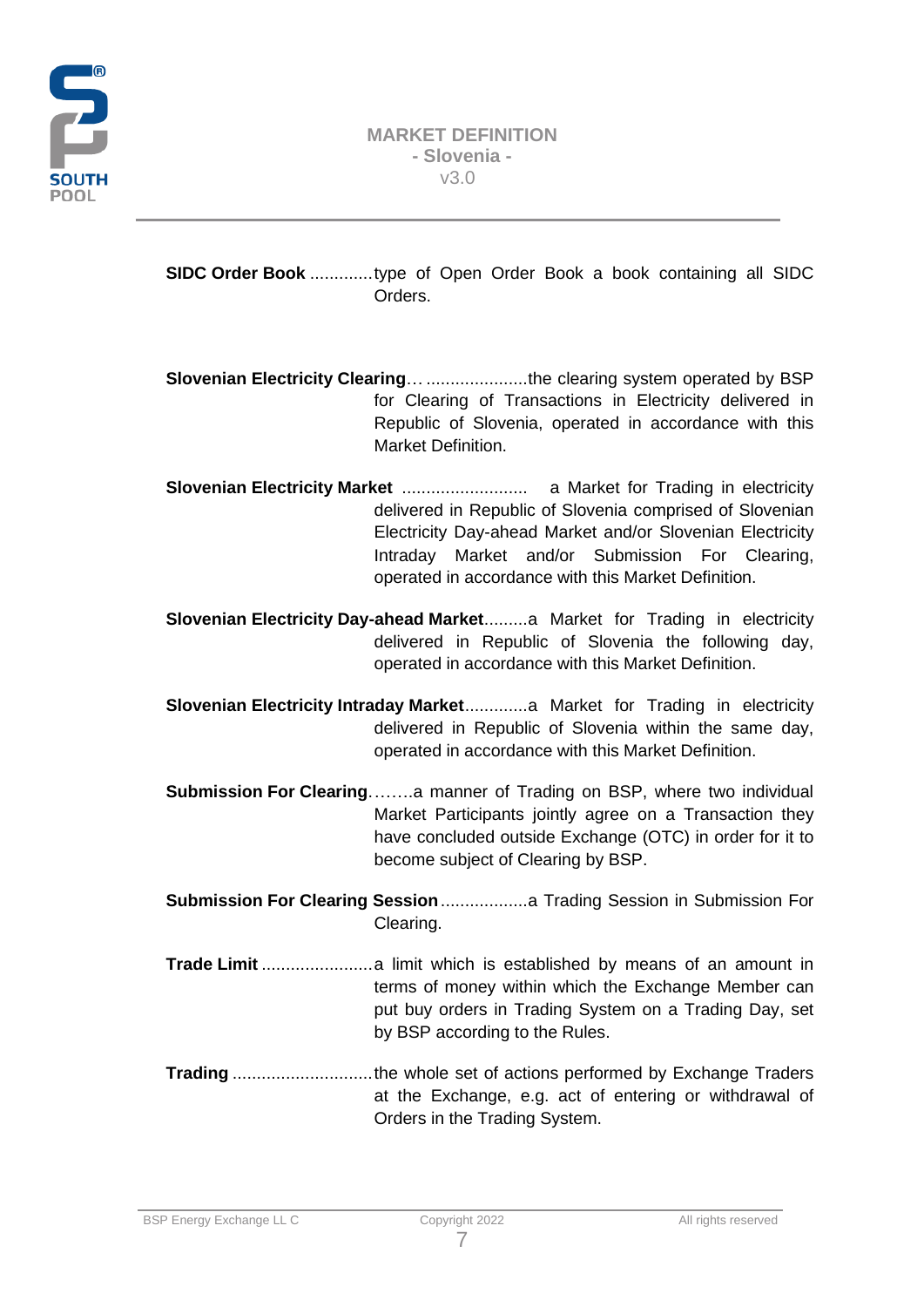**SIDC Order Book** .............type of Open Order Book a book containing all SIDC Orders.

**Slovenian Electricity Clearing**… .....................the clearing system operated by BSP for Clearing of Transactions in Electricity delivered in Republic of Slovenia, operated in accordance with this Market Definition.

**Slovenian Electricity Market** .......................... a Market for Trading in electricity delivered in Republic of Slovenia comprised of Slovenian Electricity Day-ahead Market and/or Slovenian Electricity Intraday Market and/or Submission For Clearing, operated in accordance with this Market Definition.

**Slovenian Electricity Day-ahead Market**.........a Market for Trading in electricity delivered in Republic of Slovenia the following day, operated in accordance with this Market Definition.

**Slovenian Electricity Intraday Market**.............a Market for Trading in electricity delivered in Republic of Slovenia within the same day, operated in accordance with this Market Definition.

**Submission For Clearing**……..a manner of Trading on BSP, where two individual Market Participants jointly agree on a Transaction they have concluded outside Exchange (OTC) in order for it to become subject of Clearing by BSP.

**Submission For Clearing Session**..................a Trading Session in Submission For Clearing.

**Trade Limit** .......................a limit which is established by means of an amount in terms of money within which the Exchange Member can put buy orders in Trading System on a Trading Day, set by BSP according to the Rules.

**Trading** .............................the whole set of actions performed by Exchange Traders at the Exchange, e.g. act of entering or withdrawal of Orders in the Trading System.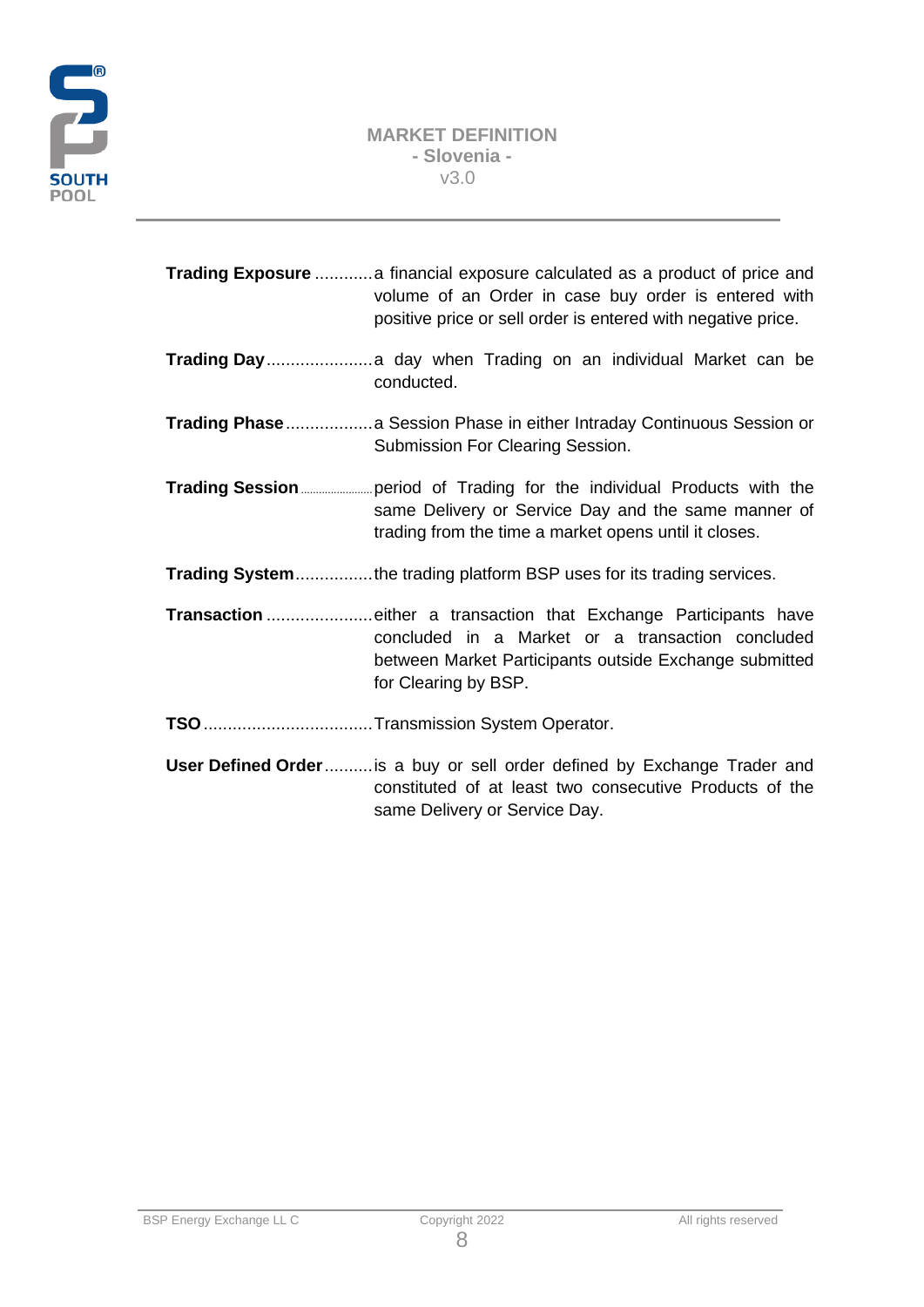**Trading Exposure** ............ a financial exposure calculated as a product of price and volume of an Order in case buy order is entered with positive price or sell order is entered with negative price.

**Trading Day** ...................... a day when Trading on an individual Market can be conducted.

**Trading Phase** .................. a Session Phase in either Intraday Continuous Session or Submission For Clearing Session.

**Trading Session** ...................... period of Trading for the individual Products with the same Delivery or Service Day and the same manner of trading from the time a market opens until it closes.

**Trading System** ................ the trading platform BSP uses for its trading services.

**Transaction** ...................... either a transaction that Exchange Participants have concluded in a Market or a transaction concluded between Market Participants outside Exchange submitted for Clearing by BSP.

**TSO** ................................... Transmission System Operator.

**User Defined Order** .......... is a buy or sell order defined by Exchange Trader and constituted of at least two consecutive Products of the same Delivery or Service Day.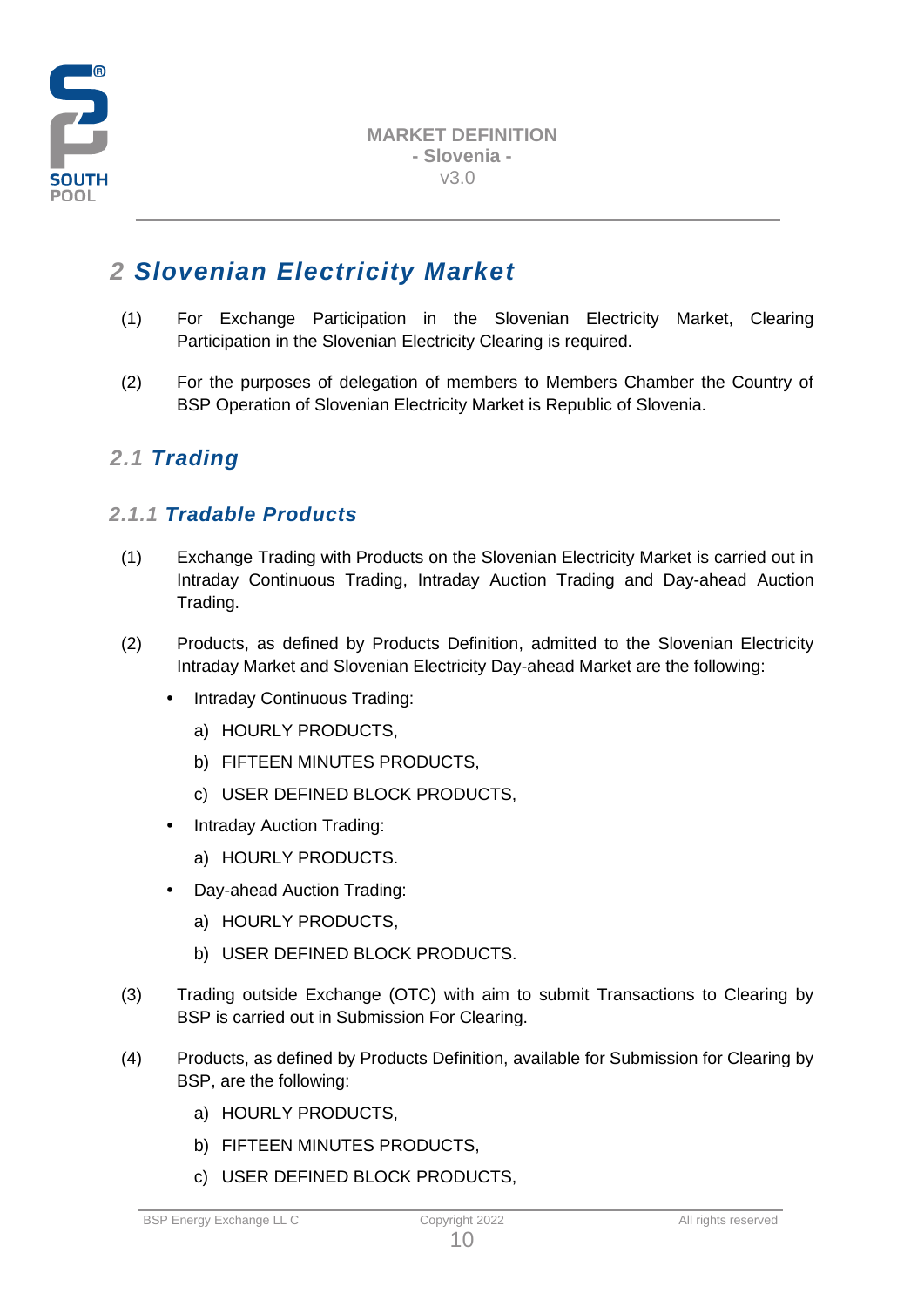# 2 Slovenian Electricity Market

(1) For Exchange Participation in the Slovenian Electricity Market, Clearing Participation in the Slovenian Electricity Clearing is required.

(2) For the purposes of delegation of members to Members Chamber the Country of BSP Operation of Slovenian Electricity Market is Republic of Slovenia.

## 2.1 Trading

### 2.1.1 Tradable Products

(1) Exchange Trading with Products on the Slovenian Electricity Market is carried out in Intraday Continuous Trading, Intraday Auction Trading and Day-ahead Auction Trading.

(2) Products, as defined by Products Definition, admitted to the Slovenian Electricity Intraday Market and Slovenian Electricity Day-ahead Market are the following:

- Intraday Continuous Trading:
  a) HOURLY PRODUCTS,
  b) FIFTEEN MINUTES PRODUCTS,
  c) USER DEFINED BLOCK PRODUCTS,
- Intraday Auction Trading:
  a) HOURLY PRODUCTS.
- Day-ahead Auction Trading:
  a) HOURLY PRODUCTS,
  b) USER DEFINED BLOCK PRODUCTS.

(3) Trading outside Exchange (OTC) with aim to submit Transactions to Clearing by BSP is carried out in Submission For Clearing.

(4) Products, as defined by Products Definition, available for Submission for Clearing by BSP, are the following:

a) HOURLY PRODUCTS,
b) FIFTEEN MINUTES PRODUCTS,
c) USER DEFINED BLOCK PRODUCTS,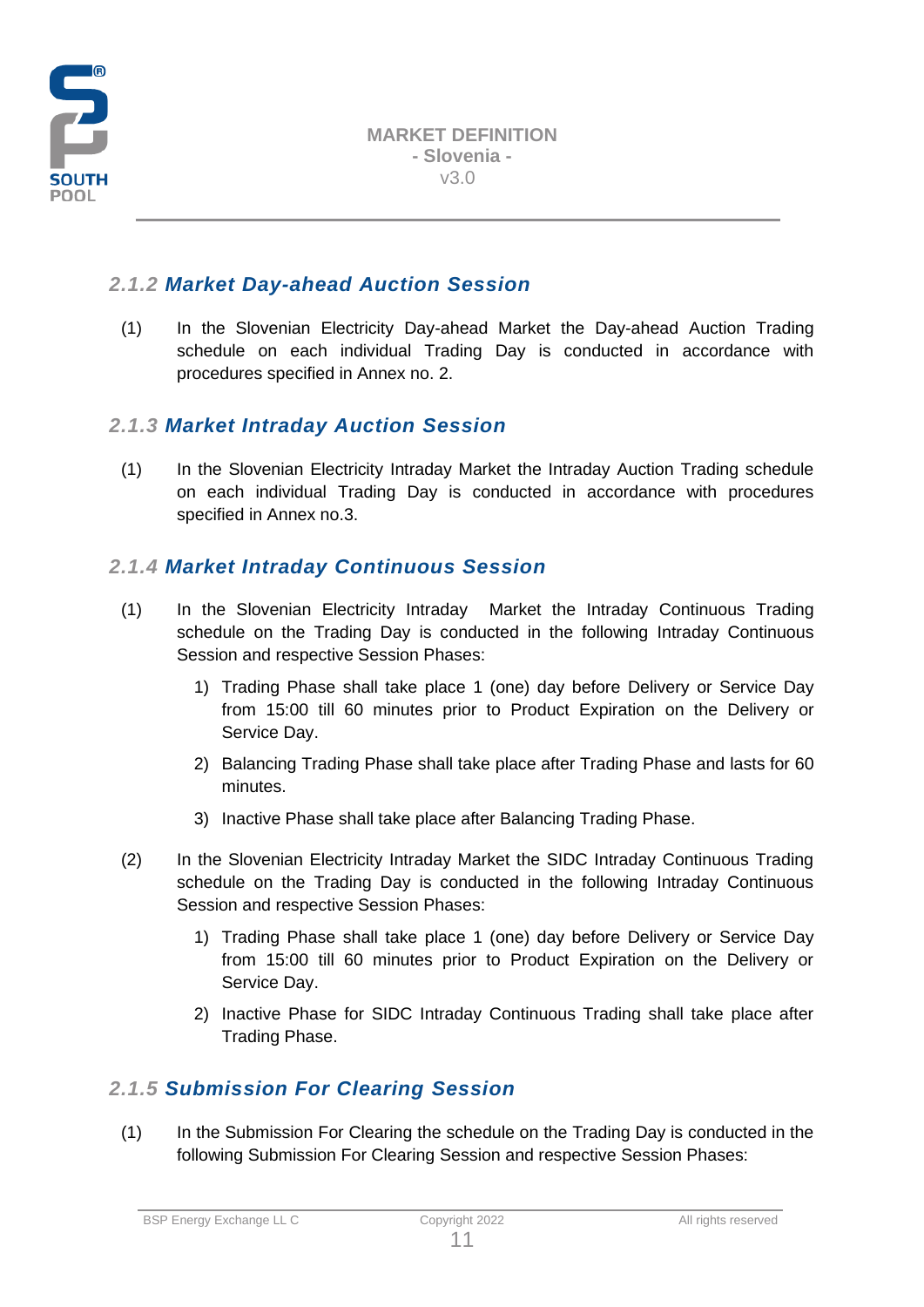### 2.1.2 *Market Day-ahead Auction Session*

(1) In the Slovenian Electricity Day-ahead Market the Day-ahead Auction Trading schedule on each individual Trading Day is conducted in accordance with procedures specified in Annex no. 2.

### 2.1.3 *Market Intraday Auction Session*

(1) In the Slovenian Electricity Intraday Market the Intraday Auction Trading schedule on each individual Trading Day is conducted in accordance with procedures specified in Annex no.3.

### 2.1.4 *Market Intraday Continuous Session*

(1) In the Slovenian Electricity Intraday Market the Intraday Continuous Trading schedule on the Trading Day is conducted in the following Intraday Continuous Session and respective Session Phases:

1) Trading Phase shall take place 1 (one) day before Delivery or Service Day from 15:00 till 60 minutes prior to Product Expiration on the Delivery or Service Day.
2) Balancing Trading Phase shall take place after Trading Phase and lasts for 60 minutes.
3) Inactive Phase shall take place after Balancing Trading Phase.

(2) In the Slovenian Electricity Intraday Market the SIDC Intraday Continuous Trading schedule on the Trading Day is conducted in the following Intraday Continuous Session and respective Session Phases:

1) Trading Phase shall take place 1 (one) day before Delivery or Service Day from 15:00 till 60 minutes prior to Product Expiration on the Delivery or Service Day.
2) Inactive Phase for SIDC Intraday Continuous Trading shall take place after Trading Phase.

### 2.1.5 *Submission For Clearing Session*

(1) In the Submission For Clearing the schedule on the Trading Day is conducted in the following Submission For Clearing Session and respective Session Phases: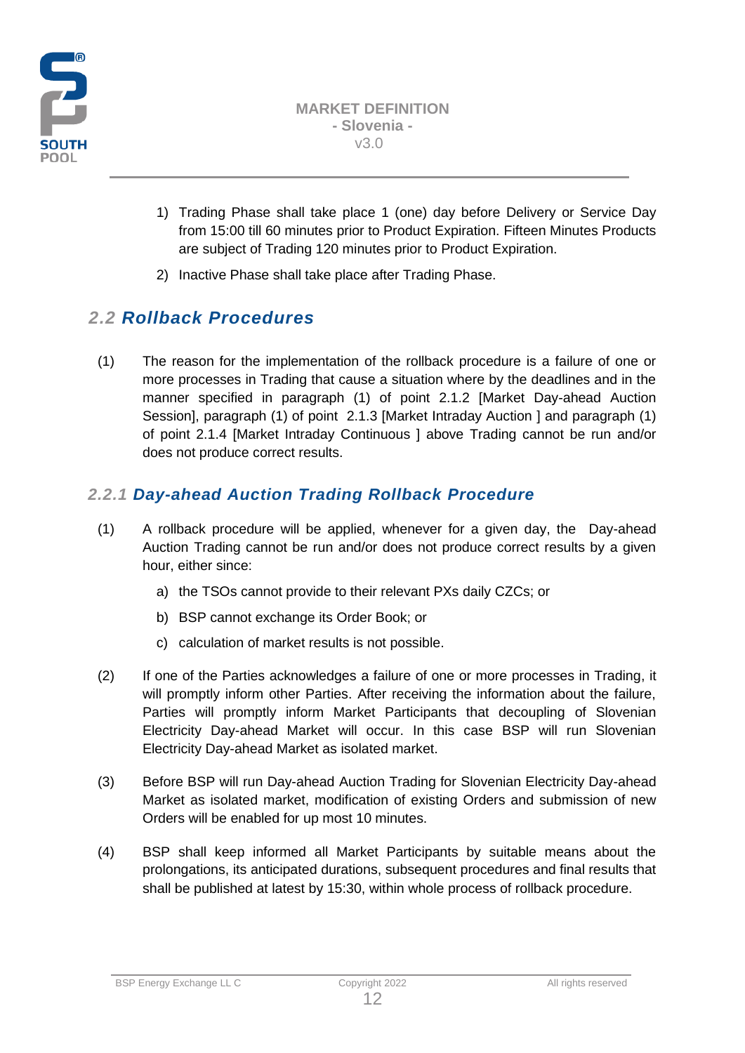1) Trading Phase shall take place 1 (one) day before Delivery or Service Day from 15:00 till 60 minutes prior to Product Expiration. Fifteen Minutes Products are subject of Trading 120 minutes prior to Product Expiration.

2) Inactive Phase shall take place after Trading Phase.

## *2.2 Rollback Procedures*

(1) The reason for the implementation of the rollback procedure is a failure of one or more processes in Trading that cause a situation where by the deadlines and in the manner specified in paragraph (1) of point 2.1.2 [Market Day-ahead Auction Session], paragraph (1) of point 2.1.3 [Market Intraday Auction ] and paragraph (1) of point 2.1.4 [Market Intraday Continuous ] above Trading cannot be run and/or does not produce correct results.

### *2.2.1 Day-ahead Auction Trading Rollback Procedure*

(1) A rollback procedure will be applied, whenever for a given day, the Day-ahead Auction Trading cannot be run and/or does not produce correct results by a given hour, either since:

a) the TSOs cannot provide to their relevant PXs daily CZCs; or

b) BSP cannot exchange its Order Book; or

c) calculation of market results is not possible.

(2) If one of the Parties acknowledges a failure of one or more processes in Trading, it will promptly inform other Parties. After receiving the information about the failure, Parties will promptly inform Market Participants that decoupling of Slovenian Electricity Day-ahead Market will occur. In this case BSP will run Slovenian Electricity Day-ahead Market as isolated market.

(3) Before BSP will run Day-ahead Auction Trading for Slovenian Electricity Day-ahead Market as isolated market, modification of existing Orders and submission of new Orders will be enabled for up most 10 minutes.

(4) BSP shall keep informed all Market Participants by suitable means about the prolongations, its anticipated durations, subsequent procedures and final results that shall be published at latest by 15:30, within whole process of rollback procedure.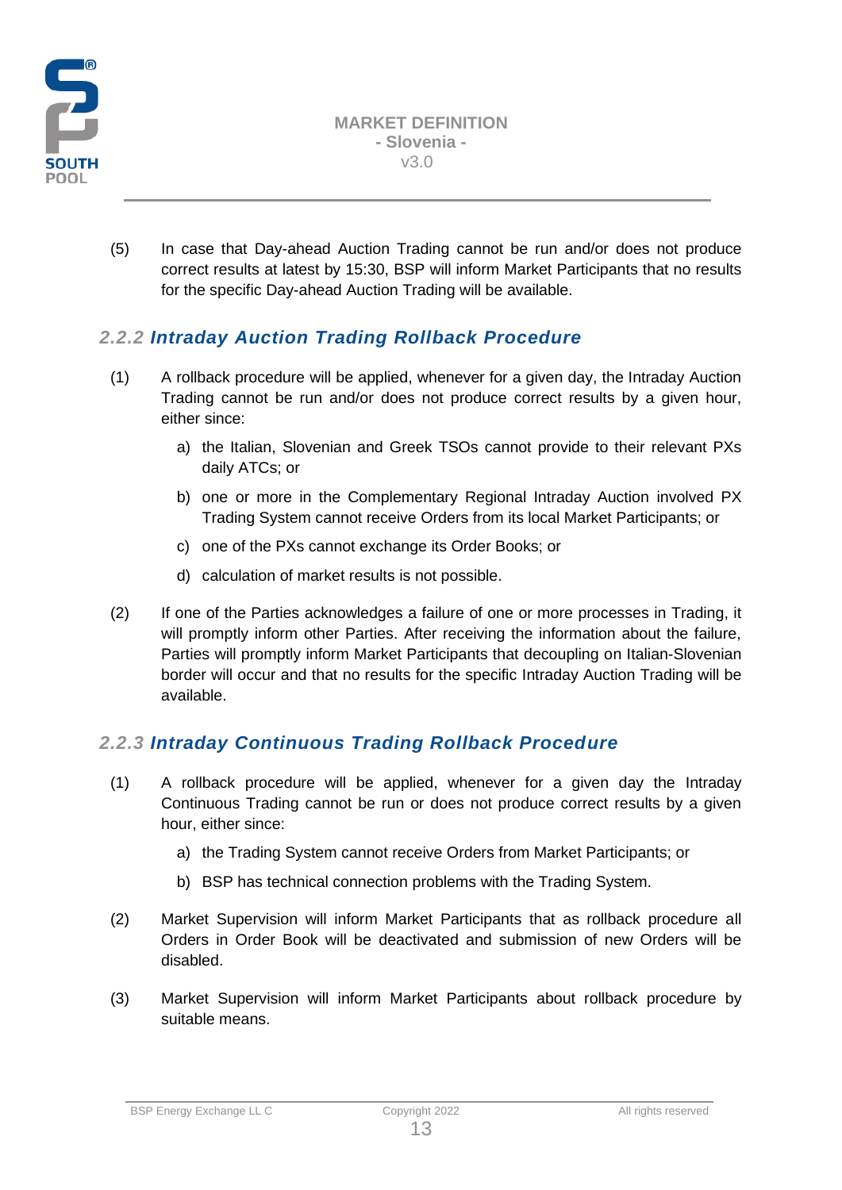(5) In case that Day-ahead Auction Trading cannot be run and/or does not produce correct results at latest by 15:30, BSP will inform Market Participants that no results for the specific Day-ahead Auction Trading will be available.

### *2.2.2 Intraday Auction Trading Rollback Procedure*

(1) A rollback procedure will be applied, whenever for a given day, the Intraday Auction Trading cannot be run and/or does not produce correct results by a given hour, either since:

a) the Italian, Slovenian and Greek TSOs cannot provide to their relevant PXs daily ATCs; or

b) one or more in the Complementary Regional Intraday Auction involved PX Trading System cannot receive Orders from its local Market Participants; or

c) one of the PXs cannot exchange its Order Books; or

d) calculation of market results is not possible.

(2) If one of the Parties acknowledges a failure of one or more processes in Trading, it will promptly inform other Parties. After receiving the information about the failure, Parties will promptly inform Market Participants that decoupling on Italian-Slovenian border will occur and that no results for the specific Intraday Auction Trading will be available.

### *2.2.3 Intraday Continuous Trading Rollback Procedure*

(1) A rollback procedure will be applied, whenever for a given day the Intraday Continuous Trading cannot be run or does not produce correct results by a given hour, either since:

a) the Trading System cannot receive Orders from Market Participants; or

b) BSP has technical connection problems with the Trading System.

(2) Market Supervision will inform Market Participants that as rollback procedure all Orders in Order Book will be deactivated and submission of new Orders will be disabled.

(3) Market Supervision will inform Market Participants about rollback procedure by suitable means.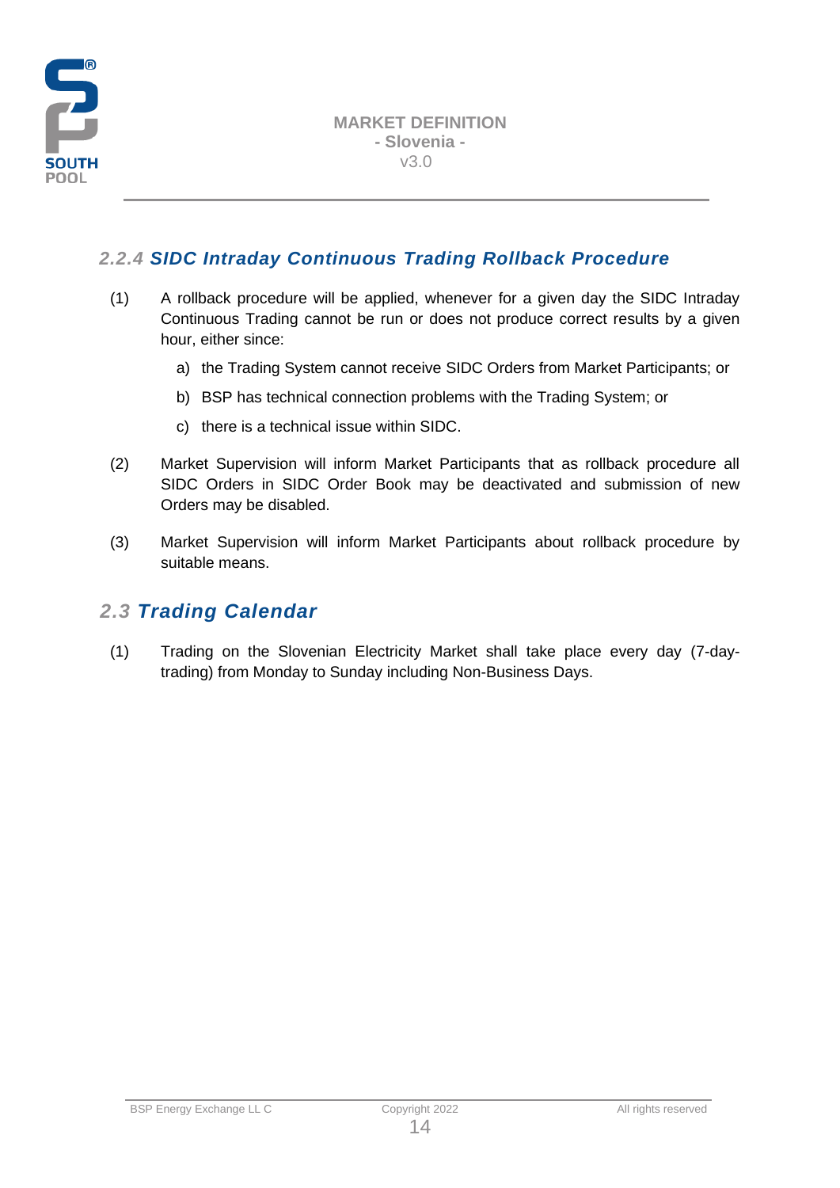### 2.2.4 SIDC Intraday Continuous Trading Rollback Procedure

(1) A rollback procedure will be applied, whenever for a given day the SIDC Intraday Continuous Trading cannot be run or does not produce correct results by a given hour, either since:

a) the Trading System cannot receive SIDC Orders from Market Participants; or

b) BSP has technical connection problems with the Trading System; or

c) there is a technical issue within SIDC.

(2) Market Supervision will inform Market Participants that as rollback procedure all SIDC Orders in SIDC Order Book may be deactivated and submission of new Orders may be disabled.

(3) Market Supervision will inform Market Participants about rollback procedure by suitable means.

## 2.3 Trading Calendar

(1) Trading on the Slovenian Electricity Market shall take place every day (7-day-trading) from Monday to Sunday including Non-Business Days.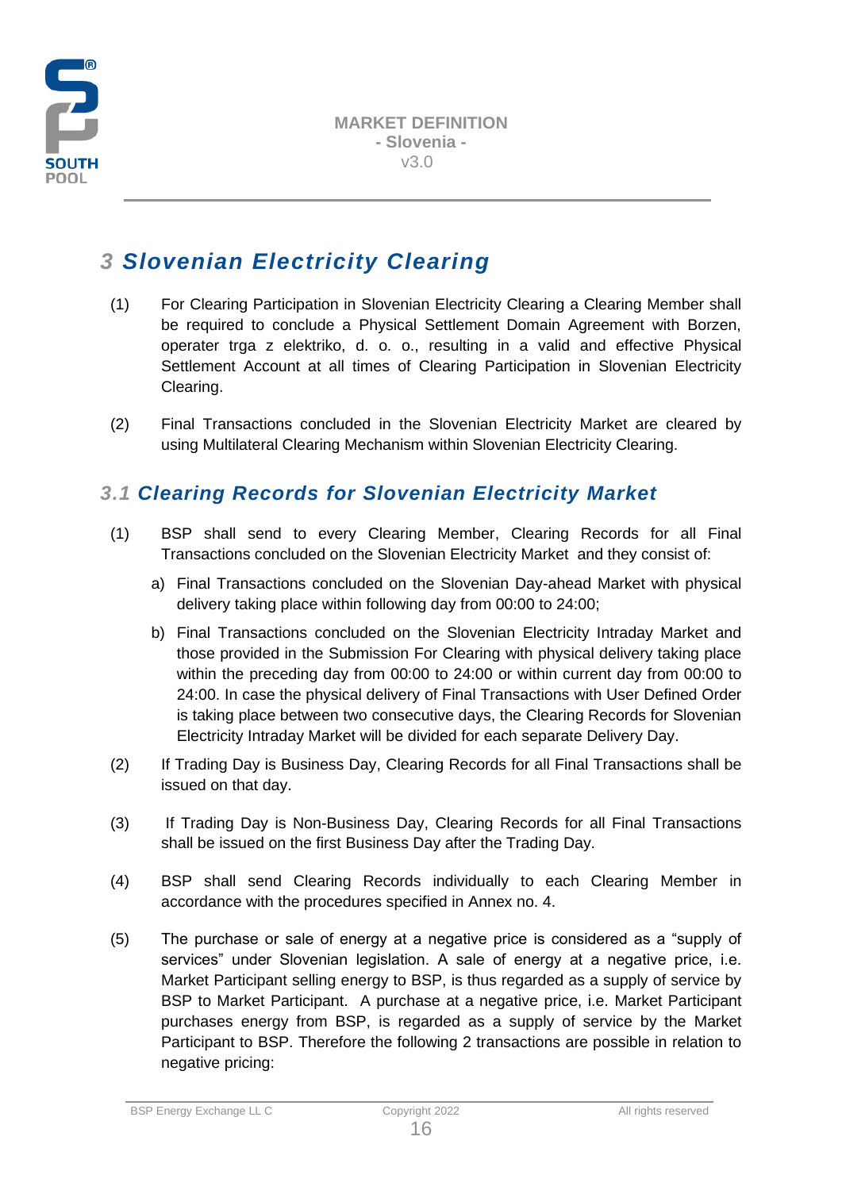# 3 Slovenian Electricity Clearing

(1) For Clearing Participation in Slovenian Electricity Clearing a Clearing Member shall be required to conclude a Physical Settlement Domain Agreement with Borzen, operater trga z elektriko, d. o. o., resulting in a valid and effective Physical Settlement Account at all times of Clearing Participation in Slovenian Electricity Clearing.

(2) Final Transactions concluded in the Slovenian Electricity Market are cleared by using Multilateral Clearing Mechanism within Slovenian Electricity Clearing.

## 3.1 Clearing Records for Slovenian Electricity Market

(1) BSP shall send to every Clearing Member, Clearing Records for all Final Transactions concluded on the Slovenian Electricity Market and they consist of:

a) Final Transactions concluded on the Slovenian Day-ahead Market with physical delivery taking place within following day from 00:00 to 24:00;

b) Final Transactions concluded on the Slovenian Electricity Intraday Market and those provided in the Submission For Clearing with physical delivery taking place within the preceding day from 00:00 to 24:00 or within current day from 00:00 to 24:00. In case the physical delivery of Final Transactions with User Defined Order is taking place between two consecutive days, the Clearing Records for Slovenian Electricity Intraday Market will be divided for each separate Delivery Day.

(2) If Trading Day is Business Day, Clearing Records for all Final Transactions shall be issued on that day.

(3) If Trading Day is Non-Business Day, Clearing Records for all Final Transactions shall be issued on the first Business Day after the Trading Day.

(4) BSP shall send Clearing Records individually to each Clearing Member in accordance with the procedures specified in Annex no. 4.

(5) The purchase or sale of energy at a negative price is considered as a “supply of services” under Slovenian legislation. A sale of energy at a negative price, i.e. Market Participant selling energy to BSP, is thus regarded as a supply of service by BSP to Market Participant. A purchase at a negative price, i.e. Market Participant purchases energy from BSP, is regarded as a supply of service by the Market Participant to BSP. Therefore the following 2 transactions are possible in relation to negative pricing: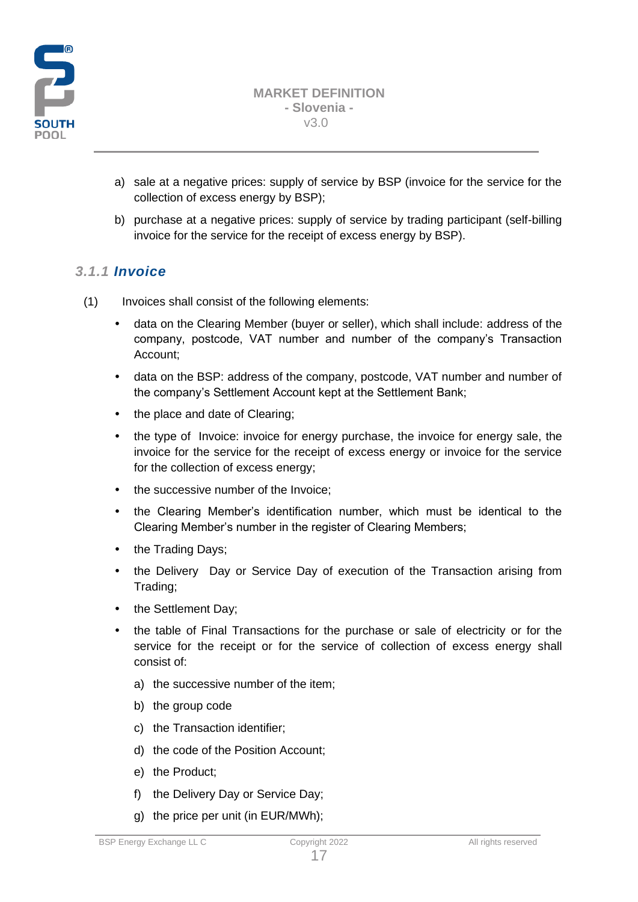a) sale at a negative prices: supply of service by BSP (invoice for the service for the collection of excess energy by BSP);

b) purchase at a negative prices: supply of service by trading participant (self-billing invoice for the service for the receipt of excess energy by BSP).

### 3.1.1 Invoice

(1) Invoices shall consist of the following elements:

- data on the Clearing Member (buyer or seller), which shall include: address of the company, postcode, VAT number and number of the company's Transaction Account;
- data on the BSP: address of the company, postcode, VAT number and number of the company's Settlement Account kept at the Settlement Bank;
- the place and date of Clearing;
- the type of Invoice: invoice for energy purchase, the invoice for energy sale, the invoice for the service for the receipt of excess energy or invoice for the service for the collection of excess energy;
- the successive number of the Invoice;
- the Clearing Member's identification number, which must be identical to the Clearing Member's number in the register of Clearing Members;
- the Trading Days;
- the Delivery Day or Service Day of execution of the Transaction arising from Trading;
- the Settlement Day;
- the table of Final Transactions for the purchase or sale of electricity or for the service for the receipt or for the service of collection of excess energy shall consist of:

  a) the successive number of the item;

  b) the group code

  c) the Transaction identifier;

  d) the code of the Position Account;

  e) the Product;

  f) the Delivery Day or Service Day;

  g) the price per unit (in EUR/MWh);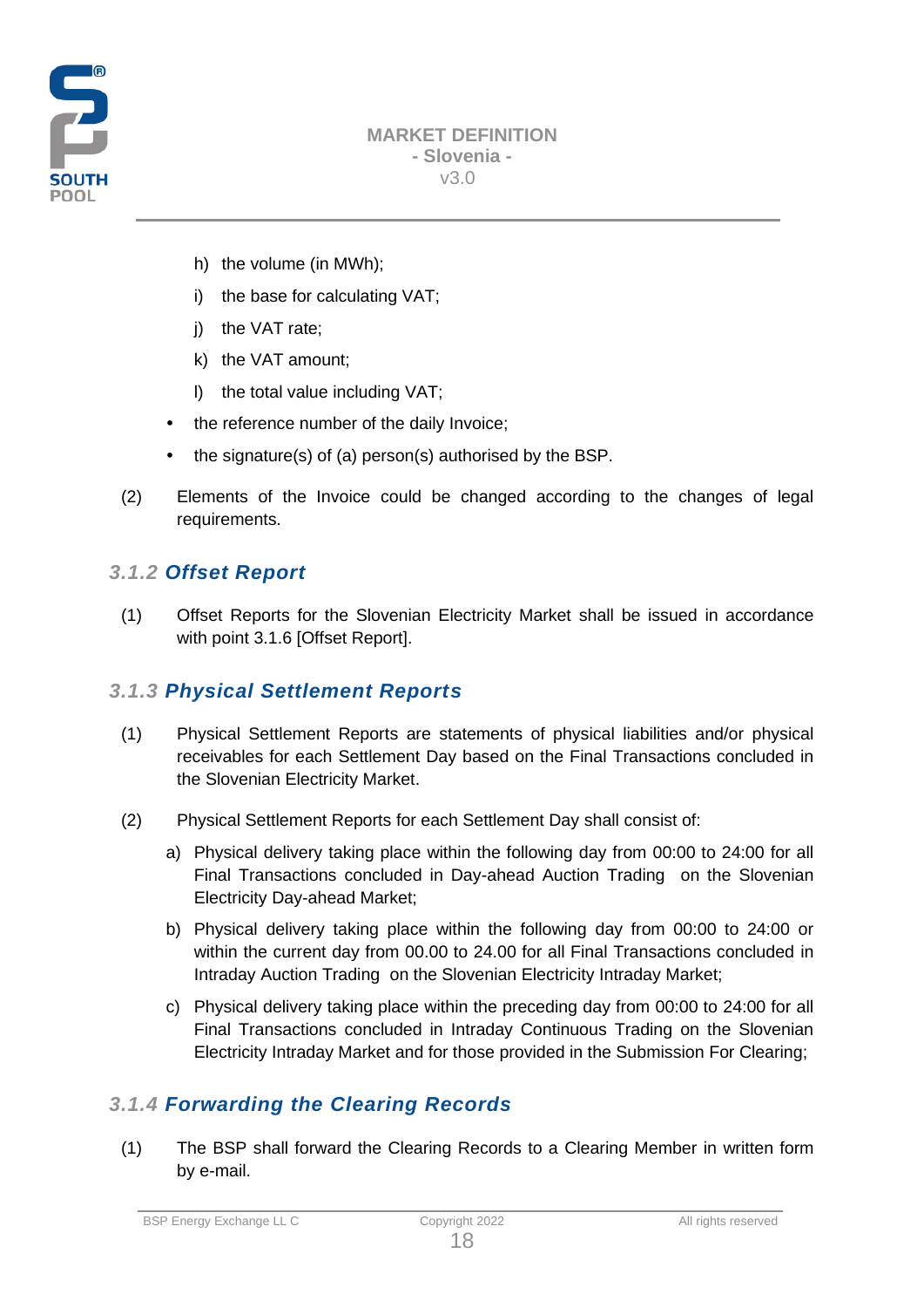h) the volume (in MWh);

i) the base for calculating VAT;

j) the VAT rate;

k) the VAT amount;

l) the total value including VAT;

- the reference number of the daily Invoice;
- the signature(s) of (a) person(s) authorised by the BSP.

(2) Elements of the Invoice could be changed according to the changes of legal requirements.

### 3.1.2 *Offset Report*

(1) Offset Reports for the Slovenian Electricity Market shall be issued in accordance with point 3.1.6 [Offset Report].

### 3.1.3 *Physical Settlement Reports*

(1) Physical Settlement Reports are statements of physical liabilities and/or physical receivables for each Settlement Day based on the Final Transactions concluded in the Slovenian Electricity Market.

(2) Physical Settlement Reports for each Settlement Day shall consist of:

a) Physical delivery taking place within the following day from 00:00 to 24:00 for all Final Transactions concluded in Day-ahead Auction Trading on the Slovenian Electricity Day-ahead Market;

b) Physical delivery taking place within the following day from 00:00 to 24:00 or within the current day from 00.00 to 24.00 for all Final Transactions concluded in Intraday Auction Trading on the Slovenian Electricity Intraday Market;

c) Physical delivery taking place within the preceding day from 00:00 to 24:00 for all Final Transactions concluded in Intraday Continuous Trading on the Slovenian Electricity Intraday Market and for those provided in the Submission For Clearing;

### 3.1.4 *Forwarding the Clearing Records*

(1) The BSP shall forward the Clearing Records to a Clearing Member in written form by e-mail.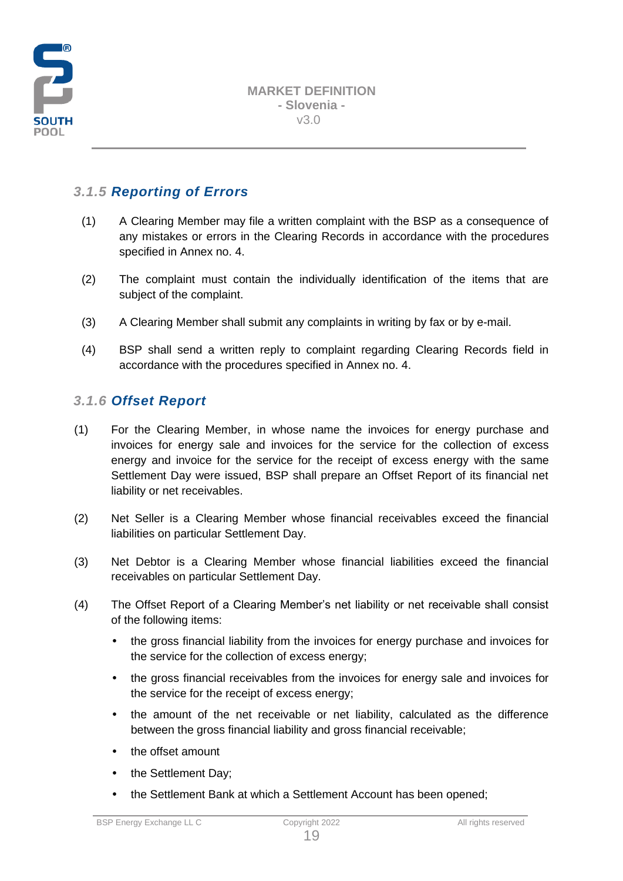### 3.1.5 Reporting of Errors

(1) A Clearing Member may file a written complaint with the BSP as a consequence of any mistakes or errors in the Clearing Records in accordance with the procedures specified in Annex no. 4.

(2) The complaint must contain the individually identification of the items that are subject of the complaint.

(3) A Clearing Member shall submit any complaints in writing by fax or by e-mail.

(4) BSP shall send a written reply to complaint regarding Clearing Records field in accordance with the procedures specified in Annex no. 4.

### 3.1.6 Offset Report

(1) For the Clearing Member, in whose name the invoices for energy purchase and invoices for energy sale and invoices for the service for the collection of excess energy and invoice for the service for the receipt of excess energy with the same Settlement Day were issued, BSP shall prepare an Offset Report of its financial net liability or net receivables.

(2) Net Seller is a Clearing Member whose financial receivables exceed the financial liabilities on particular Settlement Day.

(3) Net Debtor is a Clearing Member whose financial liabilities exceed the financial receivables on particular Settlement Day.

(4) The Offset Report of a Clearing Member's net liability or net receivable shall consist of the following items:

- the gross financial liability from the invoices for energy purchase and invoices for the service for the collection of excess energy;
- the gross financial receivables from the invoices for energy sale and invoices for the service for the receipt of excess energy;
- the amount of the net receivable or net liability, calculated as the difference between the gross financial liability and gross financial receivable;
- the offset amount
- the Settlement Day;
- the Settlement Bank at which a Settlement Account has been opened;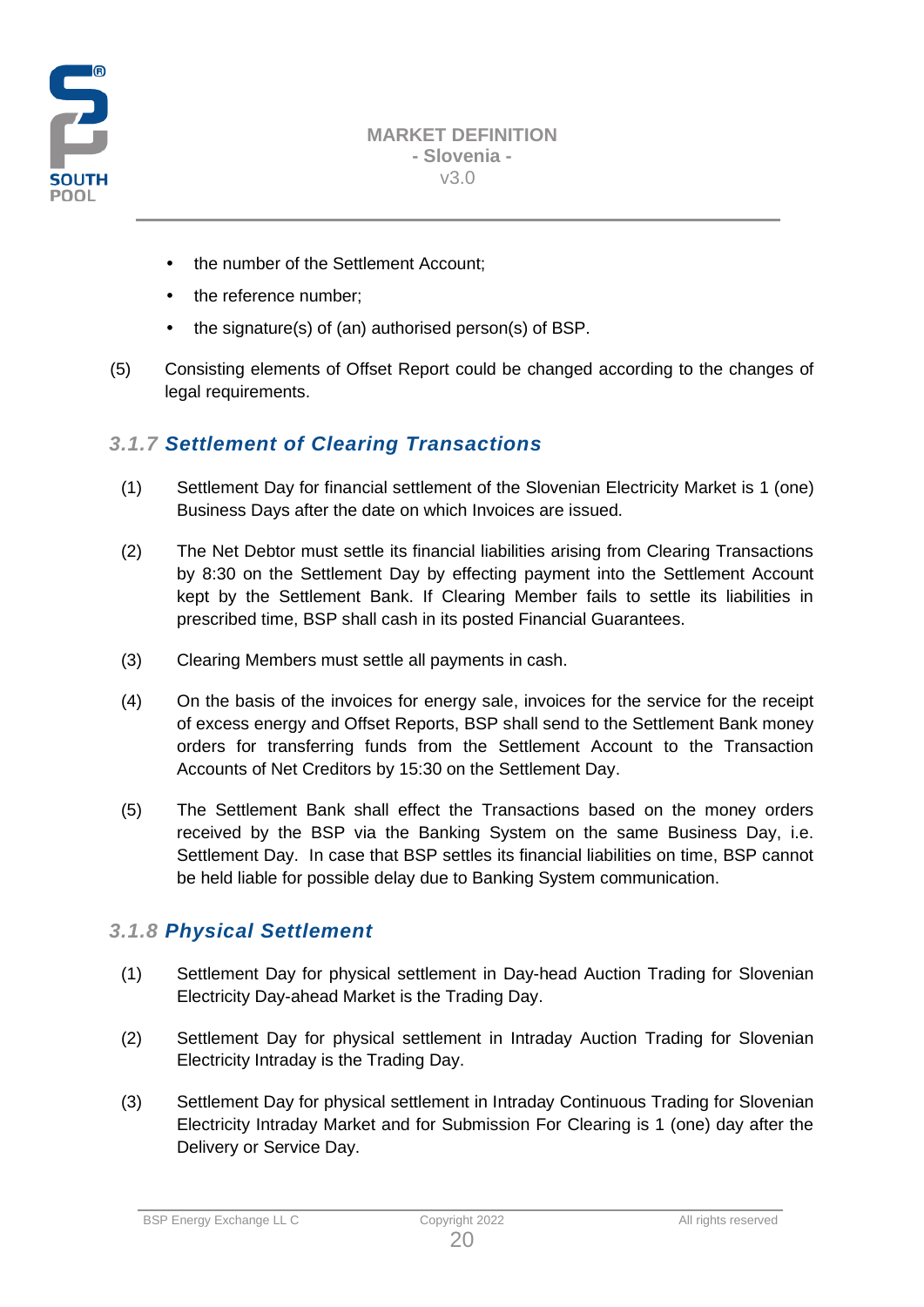- the number of the Settlement Account;
- the reference number;
- the signature(s) of (an) authorised person(s) of BSP.

(5) Consisting elements of Offset Report could be changed according to the changes of legal requirements.

### *3.1.7 Settlement of Clearing Transactions*

(1) Settlement Day for financial settlement of the Slovenian Electricity Market is 1 (one) Business Days after the date on which Invoices are issued.

(2) The Net Debtor must settle its financial liabilities arising from Clearing Transactions by 8:30 on the Settlement Day by effecting payment into the Settlement Account kept by the Settlement Bank. If Clearing Member fails to settle its liabilities in prescribed time, BSP shall cash in its posted Financial Guarantees.

(3) Clearing Members must settle all payments in cash.

(4) On the basis of the invoices for energy sale, invoices for the service for the receipt of excess energy and Offset Reports, BSP shall send to the Settlement Bank money orders for transferring funds from the Settlement Account to the Transaction Accounts of Net Creditors by 15:30 on the Settlement Day.

(5) The Settlement Bank shall effect the Transactions based on the money orders received by the BSP via the Banking System on the same Business Day, i.e. Settlement Day. In case that BSP settles its financial liabilities on time, BSP cannot be held liable for possible delay due to Banking System communication.

### *3.1.8 Physical Settlement*

(1) Settlement Day for physical settlement in Day-head Auction Trading for Slovenian Electricity Day-ahead Market is the Trading Day.

(2) Settlement Day for physical settlement in Intraday Auction Trading for Slovenian Electricity Intraday is the Trading Day.

(3) Settlement Day for physical settlement in Intraday Continuous Trading for Slovenian Electricity Intraday Market and for Submission For Clearing is 1 (one) day after the Delivery or Service Day.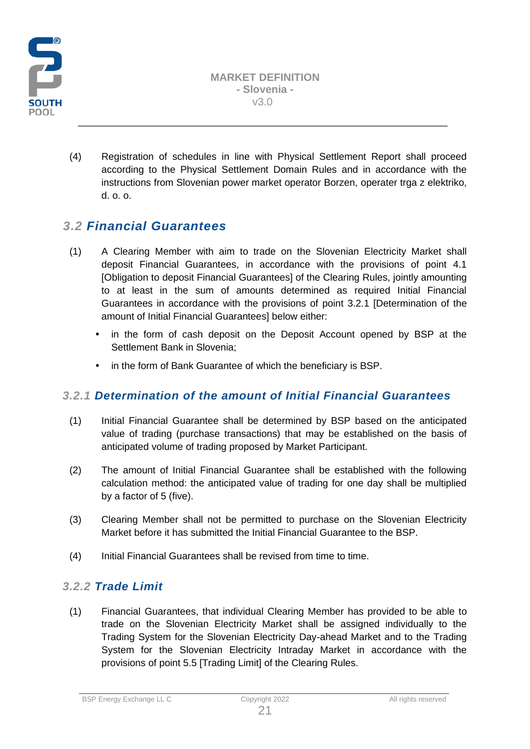(4) Registration of schedules in line with Physical Settlement Report shall proceed according to the Physical Settlement Domain Rules and in accordance with the instructions from Slovenian power market operator Borzen, operater trga z elektriko, d. o. o.

## 3.2 Financial Guarantees

(1) A Clearing Member with aim to trade on the Slovenian Electricity Market shall deposit Financial Guarantees, in accordance with the provisions of point 4.1 [Obligation to deposit Financial Guarantees] of the Clearing Rules, jointly amounting to at least in the sum of amounts determined as required Initial Financial Guarantees in accordance with the provisions of point 3.2.1 [Determination of the amount of Initial Financial Guarantees] below either:

- in the form of cash deposit on the Deposit Account opened by BSP at the Settlement Bank in Slovenia;
- in the form of Bank Guarantee of which the beneficiary is BSP.

### 3.2.1 Determination of the amount of Initial Financial Guarantees

(1) Initial Financial Guarantee shall be determined by BSP based on the anticipated value of trading (purchase transactions) that may be established on the basis of anticipated volume of trading proposed by Market Participant.

(2) The amount of Initial Financial Guarantee shall be established with the following calculation method: the anticipated value of trading for one day shall be multiplied by a factor of 5 (five).

(3) Clearing Member shall not be permitted to purchase on the Slovenian Electricity Market before it has submitted the Initial Financial Guarantee to the BSP.

(4) Initial Financial Guarantees shall be revised from time to time.

### 3.2.2 Trade Limit

(1) Financial Guarantees, that individual Clearing Member has provided to be able to trade on the Slovenian Electricity Market shall be assigned individually to the Trading System for the Slovenian Electricity Day-ahead Market and to the Trading System for the Slovenian Electricity Intraday Market in accordance with the provisions of point 5.5 [Trading Limit] of the Clearing Rules.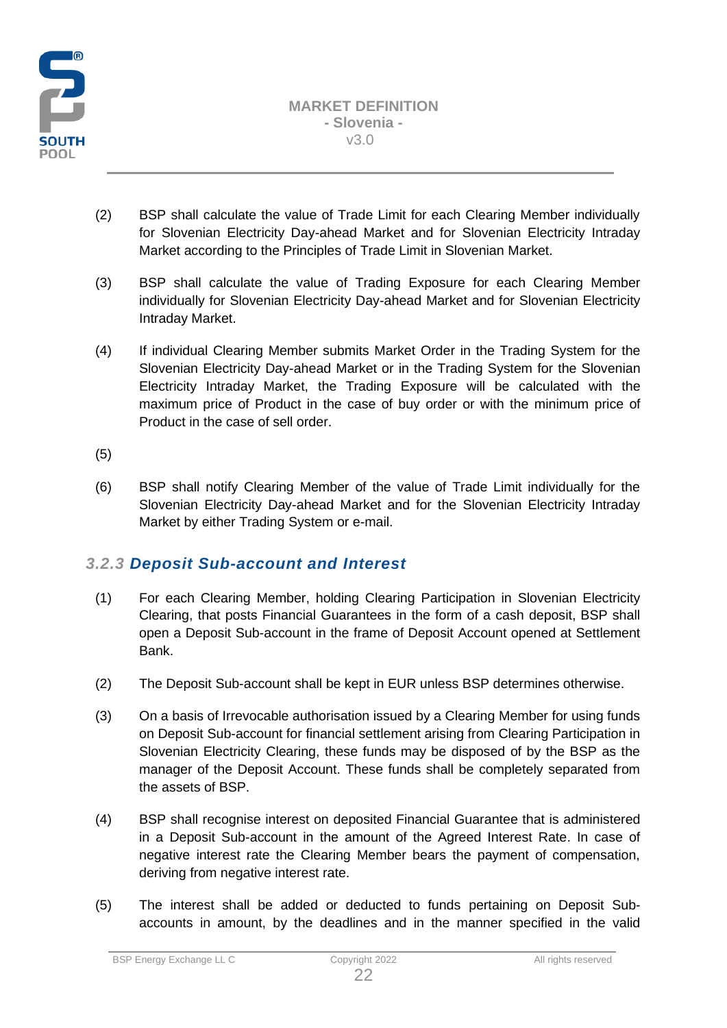(2) BSP shall calculate the value of Trade Limit for each Clearing Member individually for Slovenian Electricity Day-ahead Market and for Slovenian Electricity Intraday Market according to the Principles of Trade Limit in Slovenian Market.

(3) BSP shall calculate the value of Trading Exposure for each Clearing Member individually for Slovenian Electricity Day-ahead Market and for Slovenian Electricity Intraday Market.

(4) If individual Clearing Member submits Market Order in the Trading System for the Slovenian Electricity Day-ahead Market or in the Trading System for the Slovenian Electricity Intraday Market, the Trading Exposure will be calculated with the maximum price of Product in the case of buy order or with the minimum price of Product in the case of sell order.

(5)

(6) BSP shall notify Clearing Member of the value of Trade Limit individually for the Slovenian Electricity Day-ahead Market and for the Slovenian Electricity Intraday Market by either Trading System or e-mail.

### *3.2.3 Deposit Sub-account and Interest*

(1) For each Clearing Member, holding Clearing Participation in Slovenian Electricity Clearing, that posts Financial Guarantees in the form of a cash deposit, BSP shall open a Deposit Sub-account in the frame of Deposit Account opened at Settlement Bank.

(2) The Deposit Sub-account shall be kept in EUR unless BSP determines otherwise.

(3) On a basis of Irrevocable authorisation issued by a Clearing Member for using funds on Deposit Sub-account for financial settlement arising from Clearing Participation in Slovenian Electricity Clearing, these funds may be disposed of by the BSP as the manager of the Deposit Account. These funds shall be completely separated from the assets of BSP.

(4) BSP shall recognise interest on deposited Financial Guarantee that is administered in a Deposit Sub-account in the amount of the Agreed Interest Rate. In case of negative interest rate the Clearing Member bears the payment of compensation, deriving from negative interest rate.

(5) The interest shall be added or deducted to funds pertaining on Deposit Sub-accounts in amount, by the deadlines and in the manner specified in the valid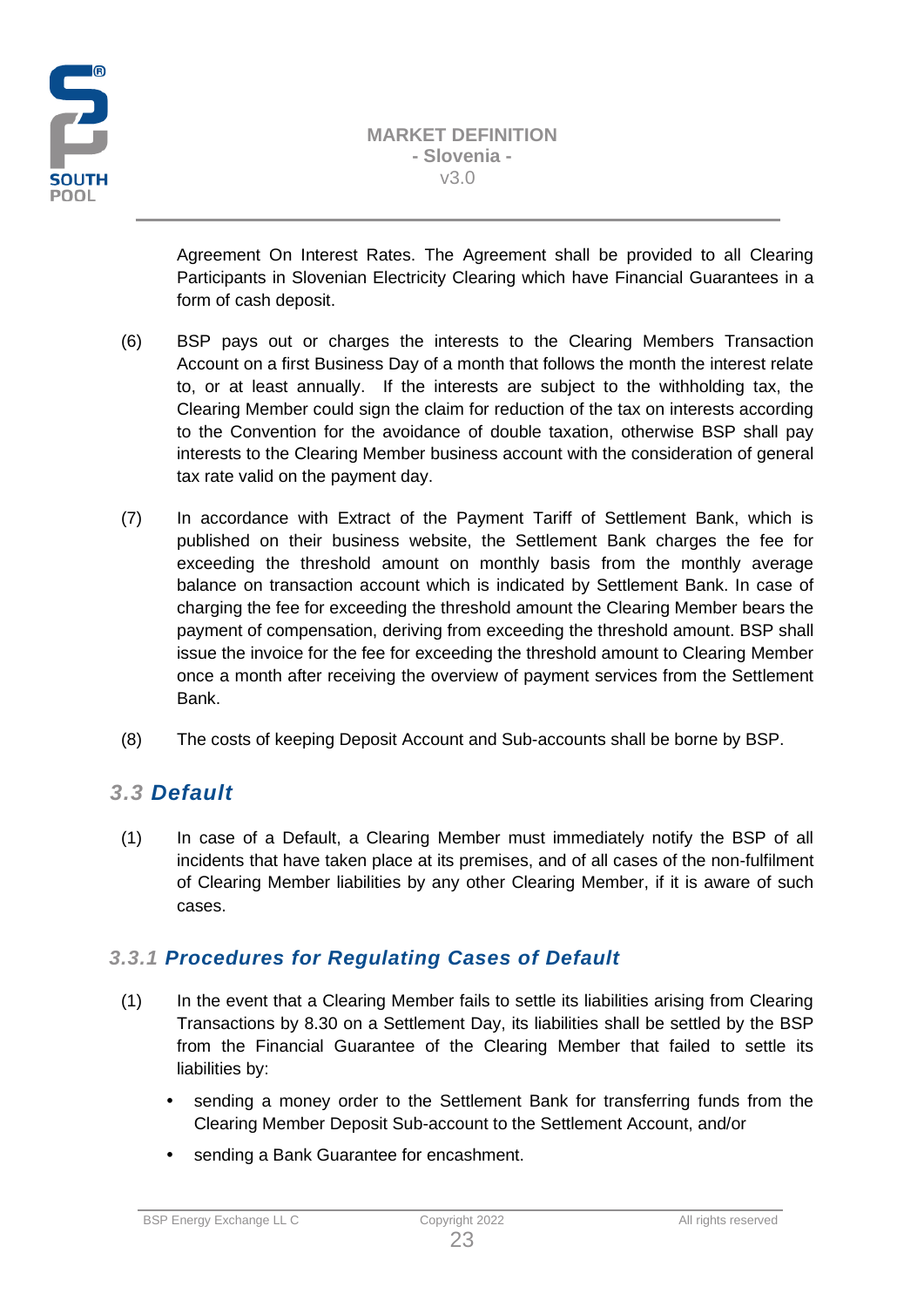Agreement On Interest Rates. The Agreement shall be provided to all Clearing Participants in Slovenian Electricity Clearing which have Financial Guarantees in a form of cash deposit.

(6) BSP pays out or charges the interests to the Clearing Members Transaction Account on a first Business Day of a month that follows the month the interest relate to, or at least annually. If the interests are subject to the withholding tax, the Clearing Member could sign the claim for reduction of the tax on interests according to the Convention for the avoidance of double taxation, otherwise BSP shall pay interests to the Clearing Member business account with the consideration of general tax rate valid on the payment day.

(7) In accordance with Extract of the Payment Tariff of Settlement Bank, which is published on their business website, the Settlement Bank charges the fee for exceeding the threshold amount on monthly basis from the monthly average balance on transaction account which is indicated by Settlement Bank. In case of charging the fee for exceeding the threshold amount the Clearing Member bears the payment of compensation, deriving from exceeding the threshold amount. BSP shall issue the invoice for the fee for exceeding the threshold amount to Clearing Member once a month after receiving the overview of payment services from the Settlement Bank.

(8) The costs of keeping Deposit Account and Sub-accounts shall be borne by BSP.

## 3.3 Default

(1) In case of a Default, a Clearing Member must immediately notify the BSP of all incidents that have taken place at its premises, and of all cases of the non-fulfilment of Clearing Member liabilities by any other Clearing Member, if it is aware of such cases.

### 3.3.1 Procedures for Regulating Cases of Default

(1) In the event that a Clearing Member fails to settle its liabilities arising from Clearing Transactions by 8.30 on a Settlement Day, its liabilities shall be settled by the BSP from the Financial Guarantee of the Clearing Member that failed to settle its liabilities by:

- sending a money order to the Settlement Bank for transferring funds from the Clearing Member Deposit Sub-account to the Settlement Account, and/or
- sending a Bank Guarantee for encashment.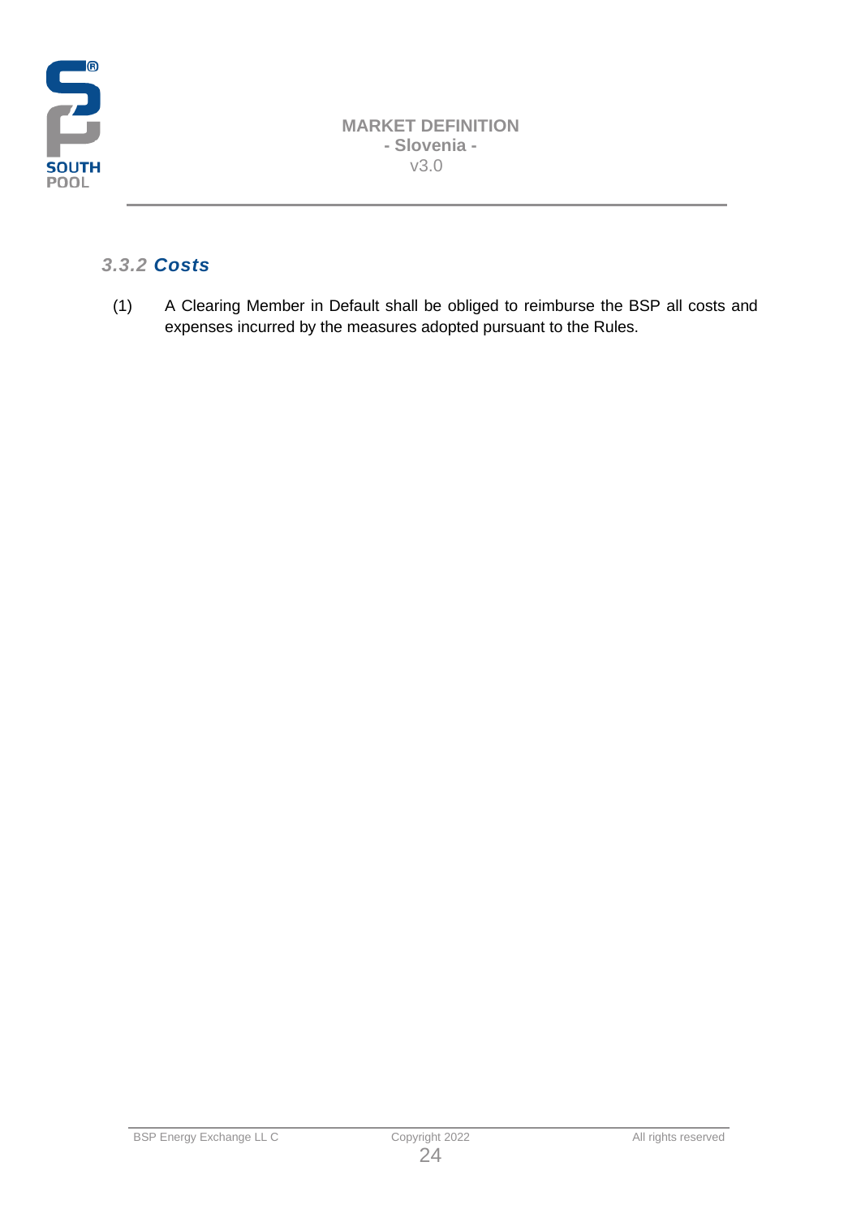### *3.3.2 Costs*

(1) A Clearing Member in Default shall be obliged to reimburse the BSP all costs and expenses incurred by the measures adopted pursuant to the Rules.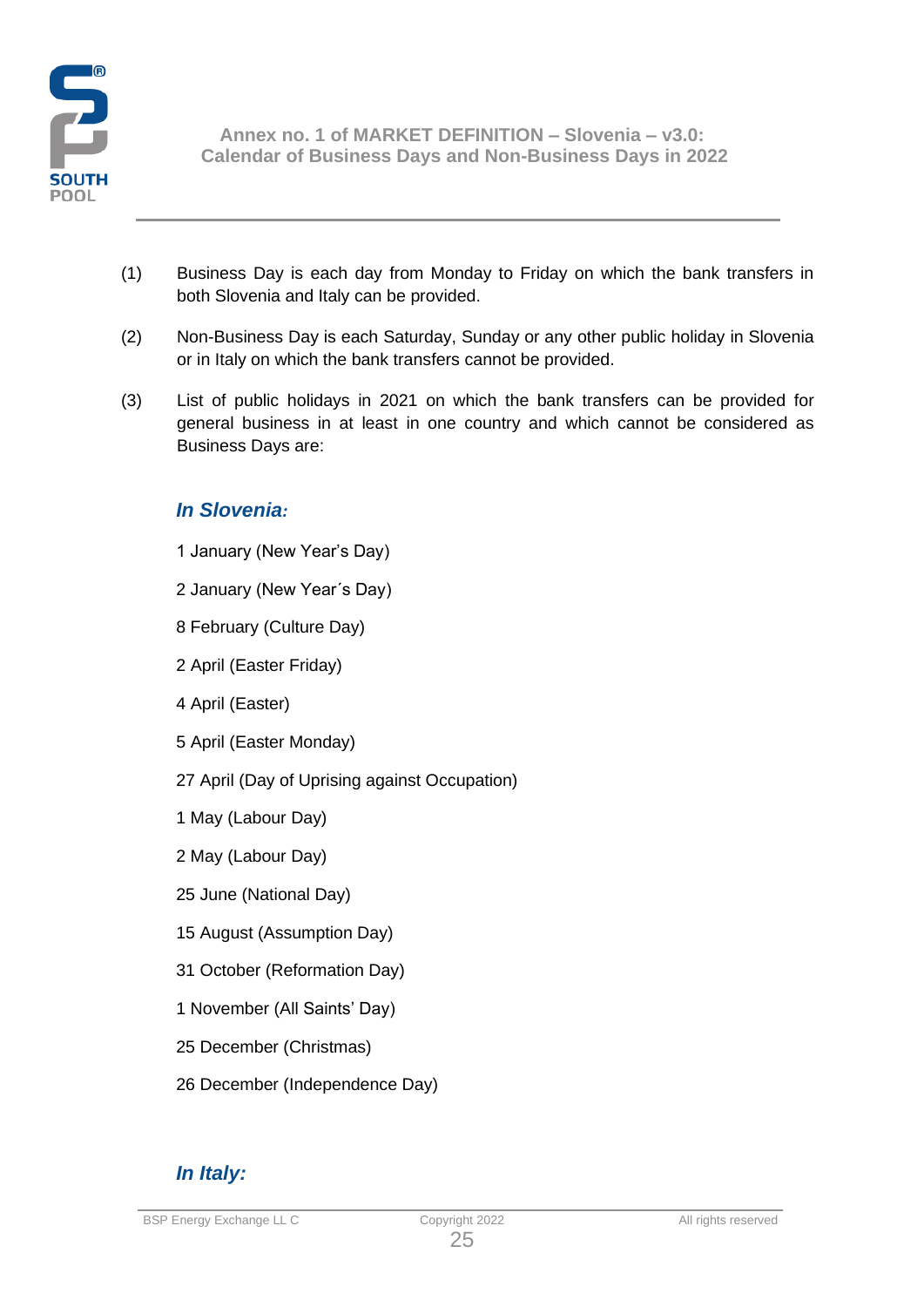(1) Business Day is each day from Monday to Friday on which the bank transfers in both Slovenia and Italy can be provided.

(2) Non-Business Day is each Saturday, Sunday or any other public holiday in Slovenia or in Italy on which the bank transfers cannot be provided.

(3) List of public holidays in 2021 on which the bank transfers can be provided for general business in at least in one country and which cannot be considered as Business Days are:

### *In Slovenia:*

1 January (New Year's Day)

2 January (New Year´s Day)

8 February (Culture Day)

2 April (Easter Friday)

4 April (Easter)

5 April (Easter Monday)

27 April (Day of Uprising against Occupation)

1 May (Labour Day)

2 May (Labour Day)

25 June (National Day)

15 August (Assumption Day)

31 October (Reformation Day)

1 November (All Saints' Day)

25 December (Christmas)

26 December (Independence Day)

### *In Italy:*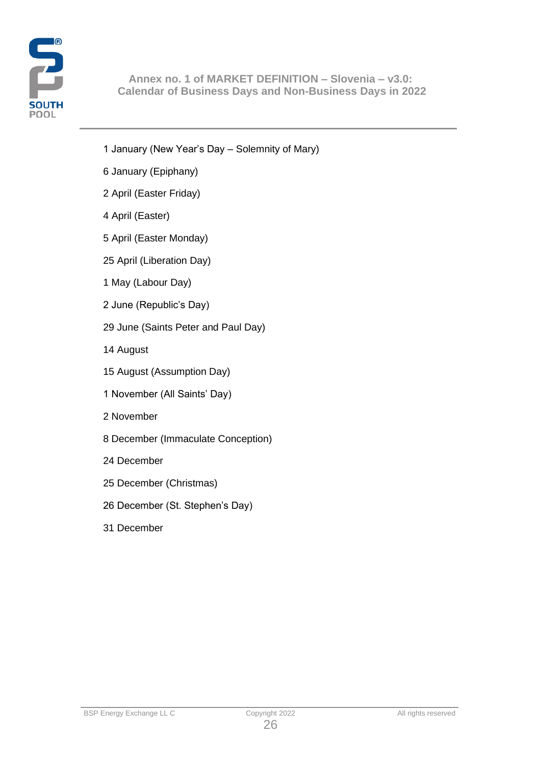## Annex no. 1 of MARKET DEFINITION – Slovenia – v3.0: Calendar of Business Days and Non-Business Days in 2022

1 January (New Year's Day – Solemnity of Mary)

6 January (Epiphany)

2 April (Easter Friday)

4 April (Easter)

5 April (Easter Monday)

25 April (Liberation Day)

1 May (Labour Day)

2 June (Republic's Day)

29 June (Saints Peter and Paul Day)

14 August

15 August (Assumption Day)

1 November (All Saints' Day)

2 November

8 December (Immaculate Conception)

24 December

25 December (Christmas)

26 December (St. Stephen's Day)

31 December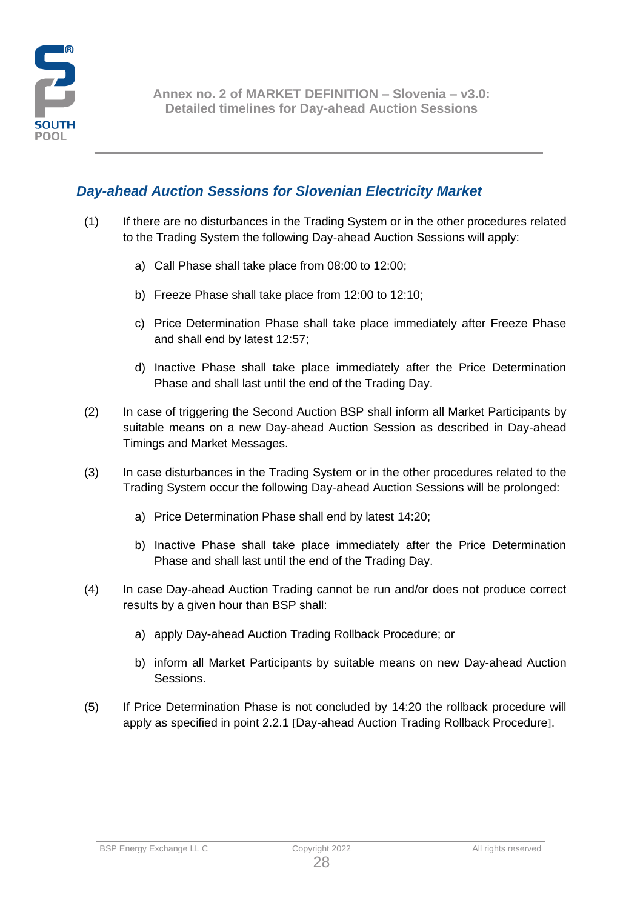## Day-ahead Auction Sessions for Slovenian Electricity Market

(1) If there are no disturbances in the Trading System or in the other procedures related to the Trading System the following Day-ahead Auction Sessions will apply:

a) Call Phase shall take place from 08:00 to 12:00;

b) Freeze Phase shall take place from 12:00 to 12:10;

c) Price Determination Phase shall take place immediately after Freeze Phase and shall end by latest 12:57;

d) Inactive Phase shall take place immediately after the Price Determination Phase and shall last until the end of the Trading Day.

(2) In case of triggering the Second Auction BSP shall inform all Market Participants by suitable means on a new Day-ahead Auction Session as described in Day-ahead Timings and Market Messages.

(3) In case disturbances in the Trading System or in the other procedures related to the Trading System occur the following Day-ahead Auction Sessions will be prolonged:

a) Price Determination Phase shall end by latest 14:20;

b) Inactive Phase shall take place immediately after the Price Determination Phase and shall last until the end of the Trading Day.

(4) In case Day-ahead Auction Trading cannot be run and/or does not produce correct results by a given hour than BSP shall:

a) apply Day-ahead Auction Trading Rollback Procedure; or

b) inform all Market Participants by suitable means on new Day-ahead Auction Sessions.

(5) If Price Determination Phase is not concluded by 14:20 the rollback procedure will apply as specified in point 2.2.1 [Day-ahead Auction Trading Rollback Procedure].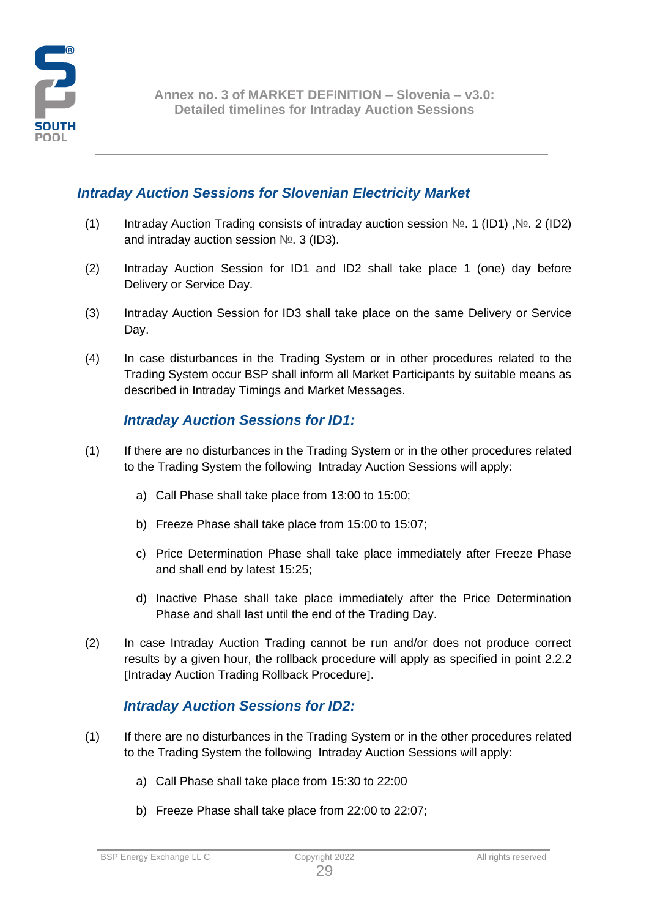## *Intraday Auction Sessions for Slovenian Electricity Market*

(1) Intraday Auction Trading consists of intraday auction session №. 1 (ID1) ,№. 2 (ID2) and intraday auction session №. 3 (ID3).

(2) Intraday Auction Session for ID1 and ID2 shall take place 1 (one) day before Delivery or Service Day.

(3) Intraday Auction Session for ID3 shall take place on the same Delivery or Service Day.

(4) In case disturbances in the Trading System or in other procedures related to the Trading System occur BSP shall inform all Market Participants by suitable means as described in Intraday Timings and Market Messages.

### *Intraday Auction Sessions for ID1:*

(1) If there are no disturbances in the Trading System or in the other procedures related to the Trading System the following Intraday Auction Sessions will apply:

a) Call Phase shall take place from 13:00 to 15:00;

b) Freeze Phase shall take place from 15:00 to 15:07;

c) Price Determination Phase shall take place immediately after Freeze Phase and shall end by latest 15:25;

d) Inactive Phase shall take place immediately after the Price Determination Phase and shall last until the end of the Trading Day.

(2) In case Intraday Auction Trading cannot be run and/or does not produce correct results by a given hour, the rollback procedure will apply as specified in point 2.2.2 [Intraday Auction Trading Rollback Procedure].

### *Intraday Auction Sessions for ID2:*

(1) If there are no disturbances in the Trading System or in the other procedures related to the Trading System the following Intraday Auction Sessions will apply:

a) Call Phase shall take place from 15:30 to 22:00

b) Freeze Phase shall take place from 22:00 to 22:07;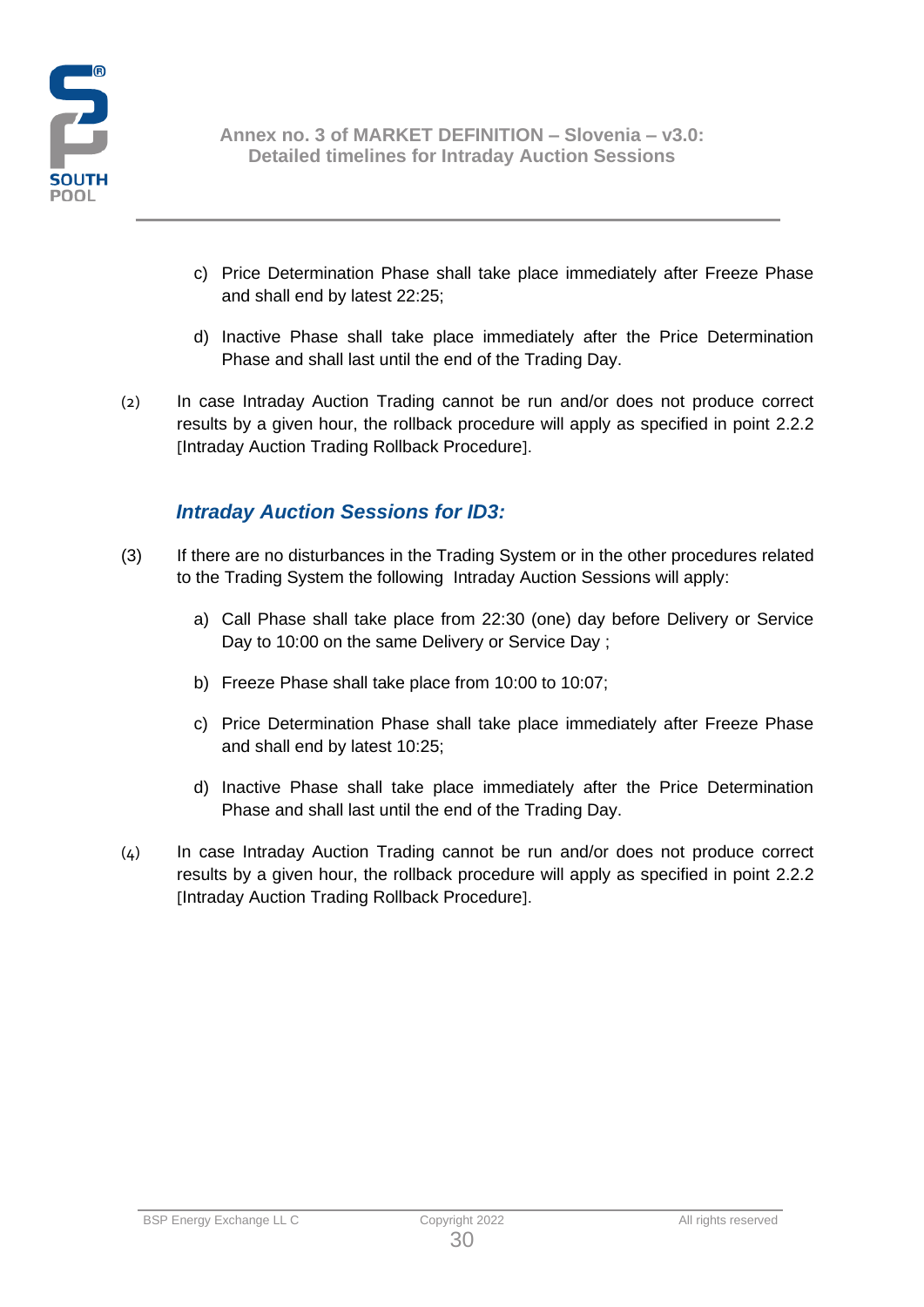c) Price Determination Phase shall take place immediately after Freeze Phase and shall end by latest 22:25;

d) Inactive Phase shall take place immediately after the Price Determination Phase and shall last until the end of the Trading Day.

(2) In case Intraday Auction Trading cannot be run and/or does not produce correct results by a given hour, the rollback procedure will apply as specified in point 2.2.2 [Intraday Auction Trading Rollback Procedure].

### *Intraday Auction Sessions for ID3:*

(3) If there are no disturbances in the Trading System or in the other procedures related to the Trading System the following Intraday Auction Sessions will apply:

a) Call Phase shall take place from 22:30 (one) day before Delivery or Service Day to 10:00 on the same Delivery or Service Day ;

b) Freeze Phase shall take place from 10:00 to 10:07;

c) Price Determination Phase shall take place immediately after Freeze Phase and shall end by latest 10:25;

d) Inactive Phase shall take place immediately after the Price Determination Phase and shall last until the end of the Trading Day.

(4) In case Intraday Auction Trading cannot be run and/or does not produce correct results by a given hour, the rollback procedure will apply as specified in point 2.2.2 [Intraday Auction Trading Rollback Procedure].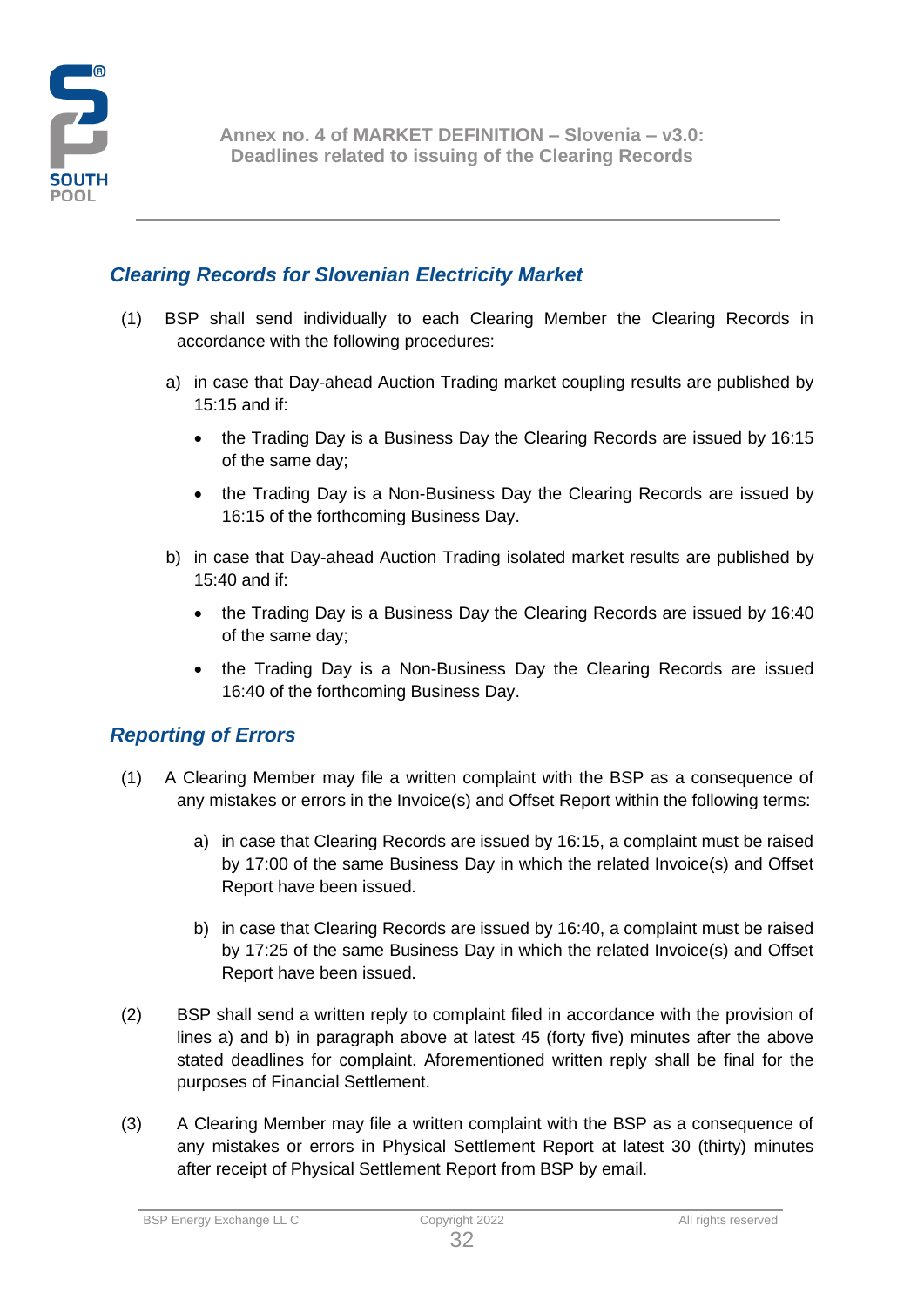## Clearing Records for Slovenian Electricity Market

(1) BSP shall send individually to each Clearing Member the Clearing Records in accordance with the following procedures:

a) in case that Day-ahead Auction Trading market coupling results are published by 15:15 and if:

- the Trading Day is a Business Day the Clearing Records are issued by 16:15 of the same day;
- the Trading Day is a Non-Business Day the Clearing Records are issued by 16:15 of the forthcoming Business Day.

b) in case that Day-ahead Auction Trading isolated market results are published by 15:40 and if:

- the Trading Day is a Business Day the Clearing Records are issued by 16:40 of the same day;
- the Trading Day is a Non-Business Day the Clearing Records are issued 16:40 of the forthcoming Business Day.

## Reporting of Errors

(1) A Clearing Member may file a written complaint with the BSP as a consequence of any mistakes or errors in the Invoice(s) and Offset Report within the following terms:

a) in case that Clearing Records are issued by 16:15, a complaint must be raised by 17:00 of the same Business Day in which the related Invoice(s) and Offset Report have been issued.

b) in case that Clearing Records are issued by 16:40, a complaint must be raised by 17:25 of the same Business Day in which the related Invoice(s) and Offset Report have been issued.

(2) BSP shall send a written reply to complaint filed in accordance with the provision of lines a) and b) in paragraph above at latest 45 (forty five) minutes after the above stated deadlines for complaint. Aforementioned written reply shall be final for the purposes of Financial Settlement.

(3) A Clearing Member may file a written complaint with the BSP as a consequence of any mistakes or errors in Physical Settlement Report at latest 30 (thirty) minutes after receipt of Physical Settlement Report from BSP by email.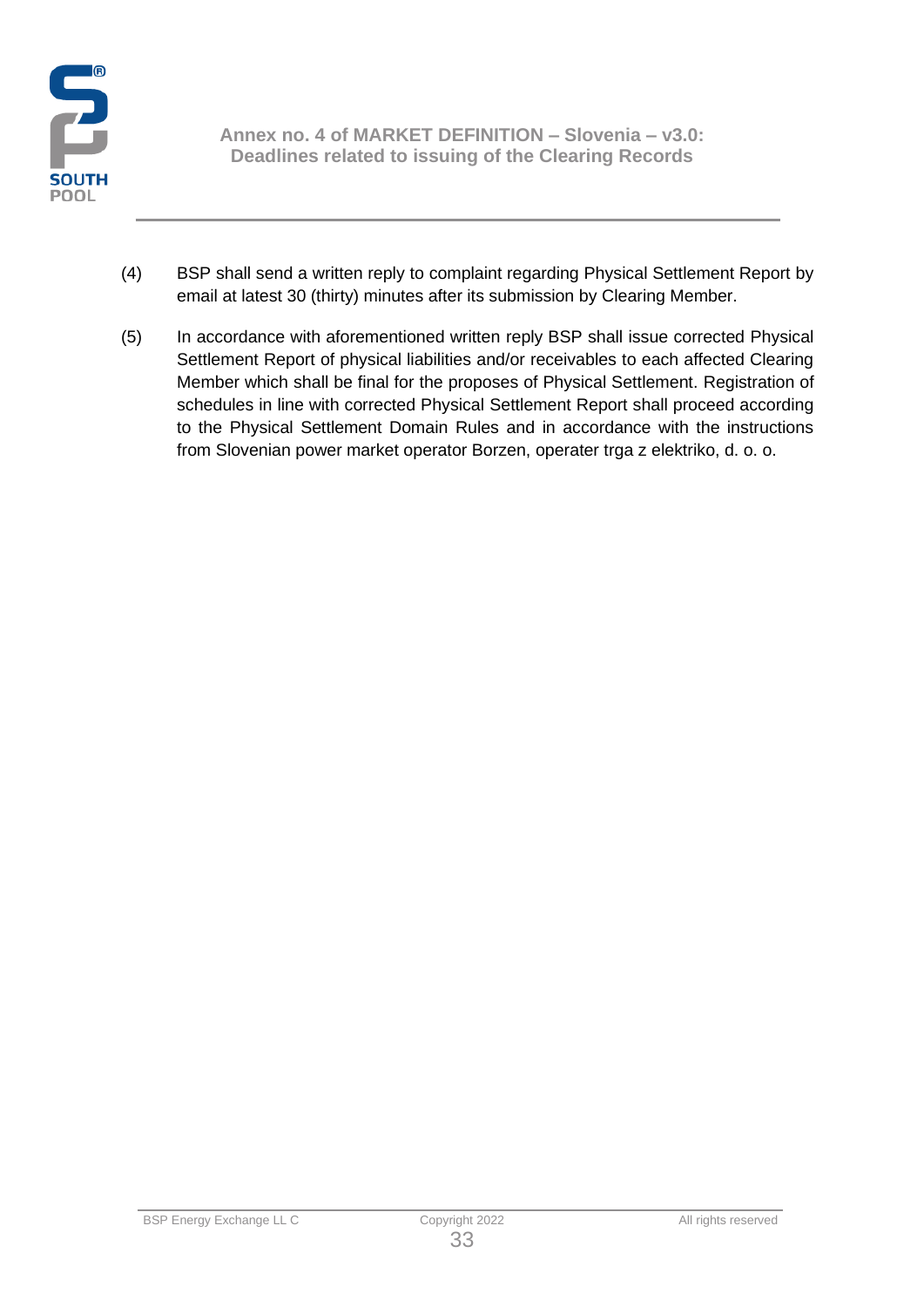(4) BSP shall send a written reply to complaint regarding Physical Settlement Report by email at latest 30 (thirty) minutes after its submission by Clearing Member.

(5) In accordance with aforementioned written reply BSP shall issue corrected Physical Settlement Report of physical liabilities and/or receivables to each affected Clearing Member which shall be final for the proposes of Physical Settlement. Registration of schedules in line with corrected Physical Settlement Report shall proceed according to the Physical Settlement Domain Rules and in accordance with the instructions from Slovenian power market operator Borzen, operater trga z elektriko, d. o. o.